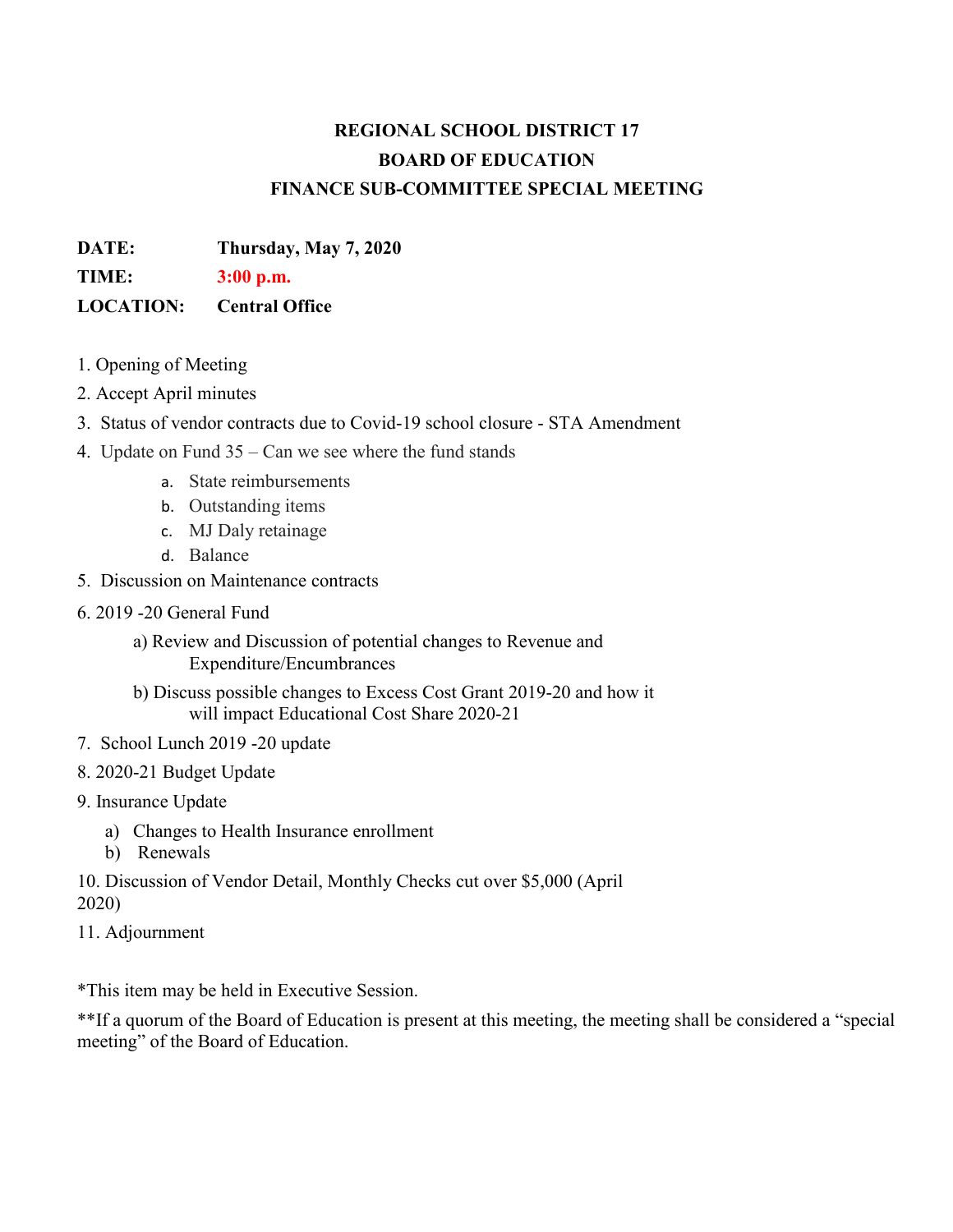# REGIONAL SCHOOL DISTRICT 17
## BOARD OF EDUCATION
## FINANCE SUB-COMMITTEE SPECIAL MEETING

**DATE:** **Thursday, May 7, 2020**

**TIME:** **3:00 p.m.**

**LOCATION:** **Central Office**

1. Opening of Meeting
2. Accept April minutes
3. Status of vendor contracts due to Covid-19 school closure - STA Amendment
4. Update on Fund 35 – Can we see where the fund stands
    a. State reimbursements
    b. Outstanding items
    c. MJ Daly retainage
    d. Balance
5. Discussion on Maintenance contracts
6. 2019 -20 General Fund
    a) Review and Discussion of potential changes to Revenue and Expenditure/Encumbrances
    b) Discuss possible changes to Excess Cost Grant 2019-20 and how it will impact Educational Cost Share 2020-21
7. School Lunch 2019 -20 update
8. 2020-21 Budget Update
9. Insurance Update
    a) Changes to Health Insurance enrollment
    b) Renewals
10. Discussion of Vendor Detail, Monthly Checks cut over $5,000 (April 2020)
11. Adjournment

*This item may be held in Executive Session.

**If a quorum of the Board of Education is present at this meeting, the meeting shall be considered a "special meeting" of the Board of Education.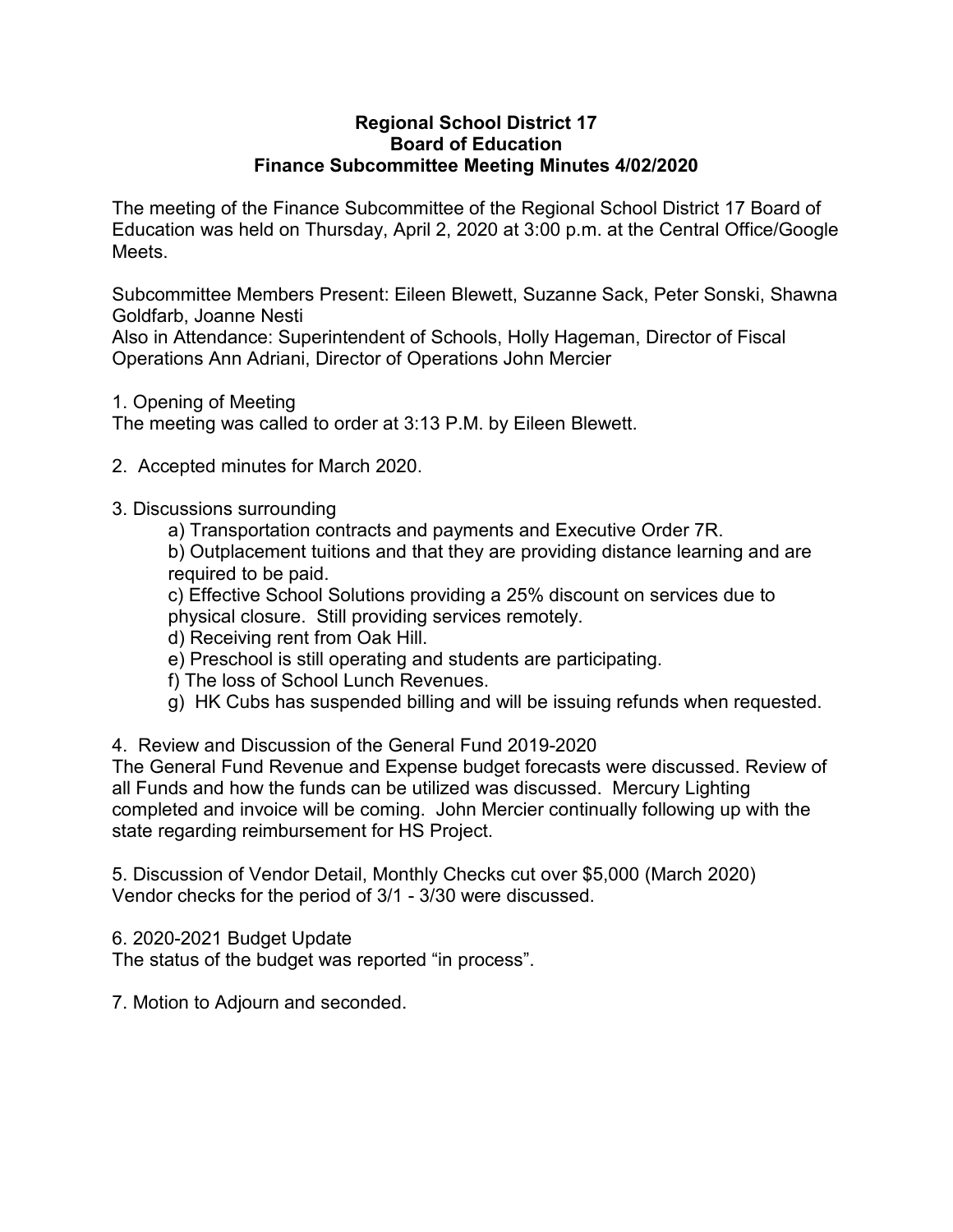**Regional School District 17**
**Board of Education**
**Finance Subcommittee Meeting Minutes 4/02/2020**

The meeting of the Finance Subcommittee of the Regional School District 17 Board of Education was held on Thursday, April 2, 2020 at 3:00 p.m. at the Central Office/Google Meets.

Subcommittee Members Present: Eileen Blewett, Suzanne Sack, Peter Sonski, Shawna Goldfarb, Joanne Nesti
Also in Attendance: Superintendent of Schools, Holly Hageman, Director of Fiscal Operations Ann Adriani, Director of Operations John Mercier

1. Opening of Meeting
The meeting was called to order at 3:13 P.M. by Eileen Blewett.

2. Accepted minutes for March 2020.

3. Discussions surrounding
   a) Transportation contracts and payments and Executive Order 7R.
   b) Outplacement tuitions and that they are providing distance learning and are required to be paid.
   c) Effective School Solutions providing a 25% discount on services due to physical closure. Still providing services remotely.
   d) Receiving rent from Oak Hill.
   e) Preschool is still operating and students are participating.
   f) The loss of School Lunch Revenues.
   g) HK Cubs has suspended billing and will be issuing refunds when requested.

4. Review and Discussion of the General Fund 2019-2020
The General Fund Revenue and Expense budget forecasts were discussed. Review of all Funds and how the funds can be utilized was discussed. Mercury Lighting completed and invoice will be coming. John Mercier continually following up with the state regarding reimbursement for HS Project.

5. Discussion of Vendor Detail, Monthly Checks cut over $5,000 (March 2020)
Vendor checks for the period of 3/1 - 3/30 were discussed.

6. 2020-2021 Budget Update
The status of the budget was reported "in process".

7. Motion to Adjourn and seconded.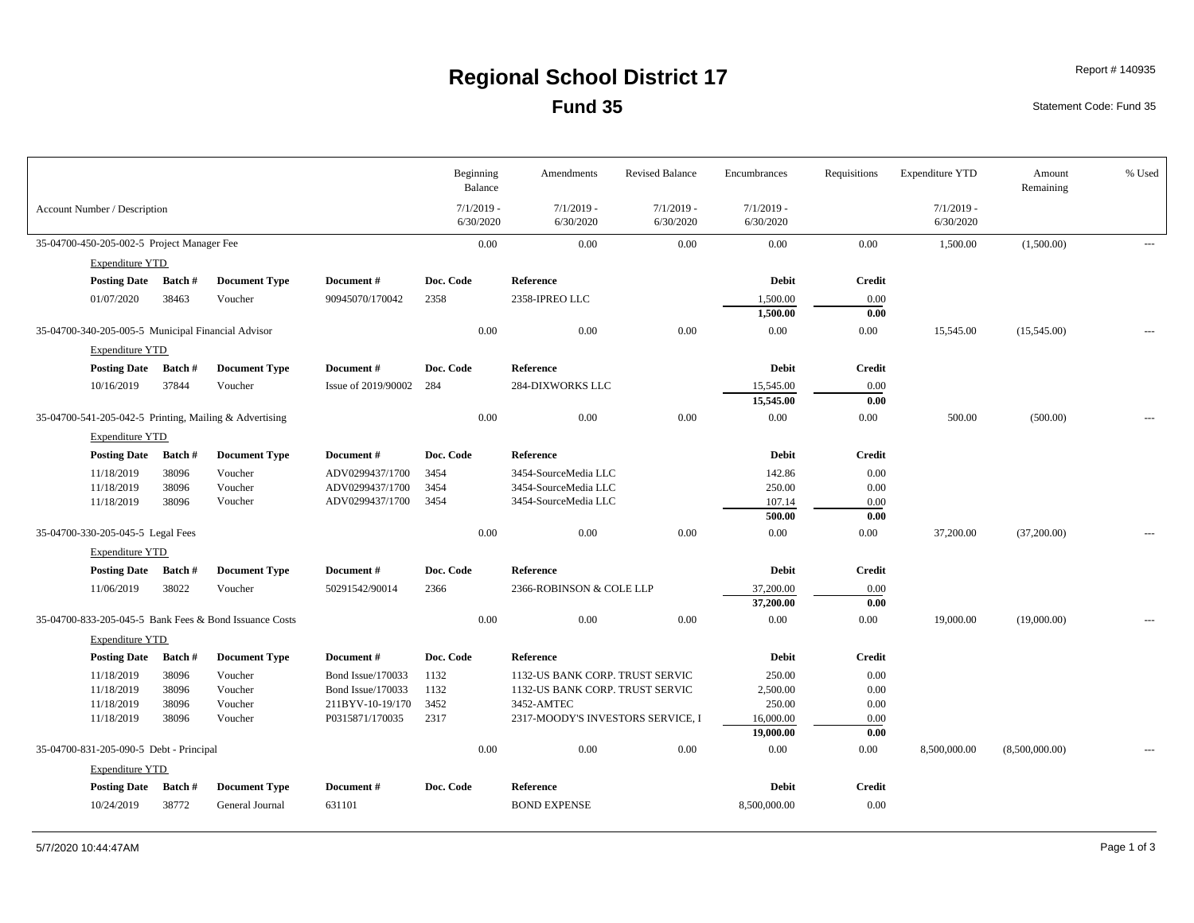# Regional School District 17

## Fund 35

Report # 140935

Statement Code: Fund 35

| Account Number / Description | Beginning Balance 7/1/2019 - 6/30/2020 | Amendments 7/1/2019 - 6/30/2020 | Revised Balance 7/1/2019 - 6/30/2020 | Encumbrances 7/1/2019 - 6/30/2020 | Requisitions | Expenditure YTD 7/1/2019 - 6/30/2020 | Amount Remaining | % Used |
|---|---|---|---|---|---|---|---|---|
| 35-04700-450-205-002-5 Project Manager Fee | 0.00 | 0.00 | 0.00 | 0.00 | 0.00 | 1,500.00 | (1,500.00) | --- |

Expenditure YTD

| Posting Date | Batch # | Document Type | Document # | Doc. Code | Reference | Debit | Credit |
|---|---|---|---|---|---|---|---|
| 01/07/2020 | 38463 | Voucher | 90945070/170042 | 2358 | 2358-IPREO LLC | 1,500.00 | 0.00 |
| | | | | | | **1,500.00** | **0.00** |

| Account Number / Description | Beginning Balance | Amendments | Revised Balance | Encumbrances | Requisitions | Expenditure YTD | Amount Remaining | % Used |
|---|---|---|---|---|---|---|---|---|
| 35-04700-340-205-005-5 Municipal Financial Advisor | 0.00 | 0.00 | 0.00 | 0.00 | 0.00 | 15,545.00 | (15,545.00) | --- |

Expenditure YTD

| Posting Date | Batch # | Document Type | Document # | Doc. Code | Reference | Debit | Credit |
|---|---|---|---|---|---|---|---|
| 10/16/2019 | 37844 | Voucher | Issue of 2019/90002 | 284 | 284-DIXWORKS LLC | 15,545.00 | 0.00 |
| | | | | | | **15,545.00** | **0.00** |

| Account Number / Description | Beginning Balance | Amendments | Revised Balance | Encumbrances | Requisitions | Expenditure YTD | Amount Remaining | % Used |
|---|---|---|---|---|---|---|---|---|
| 35-04700-541-205-042-5 Printing, Mailing & Advertising | 0.00 | 0.00 | 0.00 | 0.00 | 0.00 | 500.00 | (500.00) | --- |

Expenditure YTD

| Posting Date | Batch # | Document Type | Document # | Doc. Code | Reference | Debit | Credit |
|---|---|---|---|---|---|---|---|
| 11/18/2019 | 38096 | Voucher | ADV0299437/1700 | 3454 | 3454-SourceMedia LLC | 142.86 | 0.00 |
| 11/18/2019 | 38096 | Voucher | ADV0299437/1700 | 3454 | 3454-SourceMedia LLC | 250.00 | 0.00 |
| 11/18/2019 | 38096 | Voucher | ADV0299437/1700 | 3454 | 3454-SourceMedia LLC | 107.14 | 0.00 |
| | | | | | | **500.00** | **0.00** |

| Account Number / Description | Beginning Balance | Amendments | Revised Balance | Encumbrances | Requisitions | Expenditure YTD | Amount Remaining | % Used |
|---|---|---|---|---|---|---|---|---|
| 35-04700-330-205-045-5 Legal Fees | 0.00 | 0.00 | 0.00 | 0.00 | 0.00 | 37,200.00 | (37,200.00) | --- |

Expenditure YTD

| Posting Date | Batch # | Document Type | Document # | Doc. Code | Reference | Debit | Credit |
|---|---|---|---|---|---|---|---|
| 11/06/2019 | 38022 | Voucher | 50291542/90014 | 2366 | 2366-ROBINSON & COLE LLP | 37,200.00 | 0.00 |
| | | | | | | **37,200.00** | **0.00** |

| Account Number / Description | Beginning Balance | Amendments | Revised Balance | Encumbrances | Requisitions | Expenditure YTD | Amount Remaining | % Used |
|---|---|---|---|---|---|---|---|---|
| 35-04700-833-205-045-5 Bank Fees & Bond Issuance Costs | 0.00 | 0.00 | 0.00 | 0.00 | 0.00 | 19,000.00 | (19,000.00) | --- |

Expenditure YTD

| Posting Date | Batch # | Document Type | Document # | Doc. Code | Reference | Debit | Credit |
|---|---|---|---|---|---|---|---|
| 11/18/2019 | 38096 | Voucher | Bond Issue/170033 | 1132 | 1132-US BANK CORP. TRUST SERVIC | 250.00 | 0.00 |
| 11/18/2019 | 38096 | Voucher | Bond Issue/170033 | 1132 | 1132-US BANK CORP. TRUST SERVIC | 2,500.00 | 0.00 |
| 11/18/2019 | 38096 | Voucher | 211BYV-10-19/170 | 3452 | 3452-AMTEC | 250.00 | 0.00 |
| 11/18/2019 | 38096 | Voucher | P0315871/170035 | 2317 | 2317-MOODY'S INVESTORS SERVICE, I | 16,000.00 | 0.00 |
| | | | | | | **19,000.00** | **0.00** |

| Account Number / Description | Beginning Balance | Amendments | Revised Balance | Encumbrances | Requisitions | Expenditure YTD | Amount Remaining | % Used |
|---|---|---|---|---|---|---|---|---|
| 35-04700-831-205-090-5 Debt - Principal | 0.00 | 0.00 | 0.00 | 0.00 | 0.00 | 8,500,000.00 | (8,500,000.00) | --- |

Expenditure YTD

| Posting Date | Batch # | Document Type | Document # | Doc. Code | Reference | Debit | Credit |
|---|---|---|---|---|---|---|---|
| 10/24/2019 | 38772 | General Journal | 631101 | | BOND EXPENSE | 8,500,000.00 | 0.00 |

5/7/2020 10:44:47AM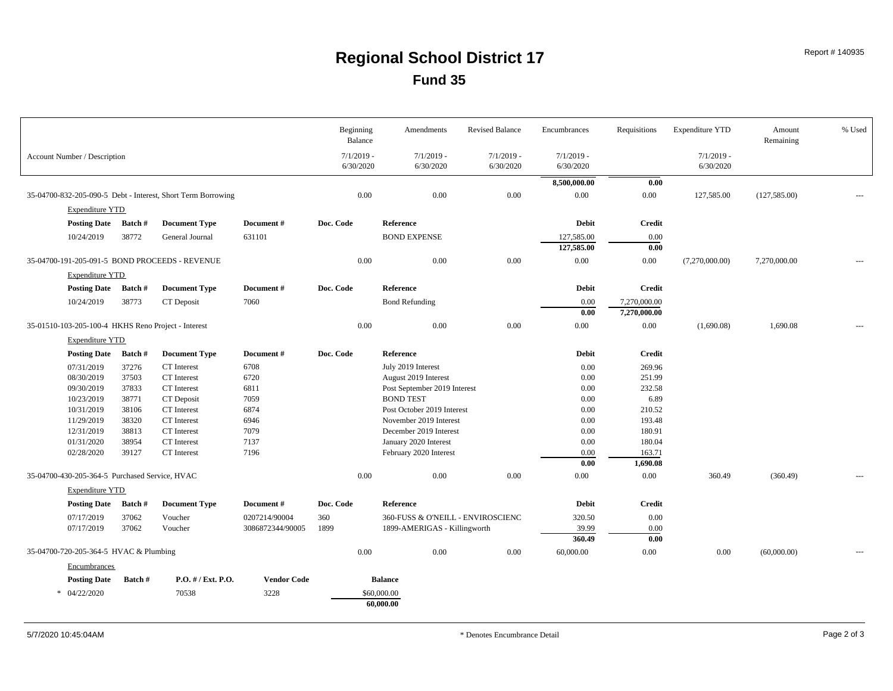# Regional School District 17

## Fund 35

| Account Number / Description | Beginning Balance 7/1/2019 - 6/30/2020 | Amendments 7/1/2019 - 6/30/2020 | Revised Balance 7/1/2019 - 6/30/2020 | Encumbrances 7/1/2019 - 6/30/2020 | Requisitions | Expenditure YTD 7/1/2019 - 6/30/2020 | Amount Remaining | % Used |
|---|---|---|---|---|---|---|---|---|
| | | | | 8,500,000.00 | 0.00 | | | |
| 35-04700-832-205-090-5 Debt - Interest, Short Term Borrowing | 0.00 | 0.00 | 0.00 | 0.00 | 0.00 | 127,585.00 | (127,585.00) | --- |

Expenditure YTD

| Posting Date | Batch # | Document Type | Document # | Doc. Code | Reference | Debit | Credit |
|---|---|---|---|---|---|---|---|
| 10/24/2019 | 38772 | General Journal | 631101 | | BOND EXPENSE | 127,585.00 | 0.00 |
| | | | | | | **127,585.00** | **0.00** |

| Account Number / Description | Beginning Balance | Amendments | Revised Balance | Encumbrances | Requisitions | Expenditure YTD | Amount Remaining | % Used |
|---|---|---|---|---|---|---|---|---|
| 35-04700-191-205-091-5 BOND PROCEEDS - REVENUE | 0.00 | 0.00 | 0.00 | 0.00 | 0.00 | (7,270,000.00) | 7,270,000.00 | --- |

Expenditure YTD

| Posting Date | Batch # | Document Type | Document # | Doc. Code | Reference | Debit | Credit |
|---|---|---|---|---|---|---|---|
| 10/24/2019 | 38773 | CT Deposit | 7060 | | Bond Refunding | 0.00 | 7,270,000.00 |
| | | | | | | **0.00** | **7,270,000.00** |

| Account Number / Description | Beginning Balance | Amendments | Revised Balance | Encumbrances | Requisitions | Expenditure YTD | Amount Remaining | % Used |
|---|---|---|---|---|---|---|---|---|
| 35-01510-103-205-100-4 HKHS Reno Project - Interest | 0.00 | 0.00 | 0.00 | 0.00 | 0.00 | (1,690.08) | 1,690.08 | --- |

Expenditure YTD

| Posting Date | Batch # | Document Type | Document # | Doc. Code | Reference | Debit | Credit |
|---|---|---|---|---|---|---|---|
| 07/31/2019 | 37276 | CT Interest | 6708 | | July 2019 Interest | 0.00 | 269.96 |
| 08/30/2019 | 37503 | CT Interest | 6720 | | August 2019 Interest | 0.00 | 251.99 |
| 09/30/2019 | 37833 | CT Interest | 6811 | | Post September 2019 Interest | 0.00 | 232.58 |
| 10/23/2019 | 38771 | CT Deposit | 7059 | | BOND TEST | 0.00 | 6.89 |
| 10/31/2019 | 38106 | CT Interest | 6874 | | Post October 2019 Interest | 0.00 | 210.52 |
| 11/29/2019 | 38320 | CT Interest | 6946 | | November 2019 Interest | 0.00 | 193.48 |
| 12/31/2019 | 38813 | CT Interest | 7079 | | December 2019 Interest | 0.00 | 180.91 |
| 01/31/2020 | 38954 | CT Interest | 7137 | | January 2020 Interest | 0.00 | 180.04 |
| 02/28/2020 | 39127 | CT Interest | 7196 | | February 2020 Interest | 0.00 | 163.71 |
| | | | | | | **0.00** | **1,690.08** |

| Account Number / Description | Beginning Balance | Amendments | Revised Balance | Encumbrances | Requisitions | Expenditure YTD | Amount Remaining | % Used |
|---|---|---|---|---|---|---|---|---|
| 35-04700-430-205-364-5 Purchased Service, HVAC | 0.00 | 0.00 | 0.00 | 0.00 | 0.00 | 360.49 | (360.49) | --- |

Expenditure YTD

| Posting Date | Batch # | Document Type | Document # | Doc. Code | Reference | Debit | Credit |
|---|---|---|---|---|---|---|---|
| 07/17/2019 | 37062 | Voucher | 0207214/90004 | 360 | 360-FUSS & O'NEILL - ENVIROSCIENC | 320.50 | 0.00 |
| 07/17/2019 | 37062 | Voucher | 3086872344/90005 | 1899 | 1899-AMERIGAS - Killingworth | 39.99 | 0.00 |
| | | | | | | **360.49** | **0.00** |

| Account Number / Description | Beginning Balance | Amendments | Revised Balance | Encumbrances | Requisitions | Expenditure YTD | Amount Remaining | % Used |
|---|---|---|---|---|---|---|---|---|
| 35-04700-720-205-364-5 HVAC & Plumbing | 0.00 | 0.00 | 0.00 | 60,000.00 | 0.00 | 0.00 | (60,000.00) | --- |

Encumbrances

| Posting Date | Batch # | P.O. # / Ext. P.O. | Vendor Code | Balance |
|---|---|---|---|---|
| * 04/22/2020 | | 70538 | 3228 | $60,000.00 |
| | | | | **60,000.00** |

5/7/2020 10:45:04AM — * Denotes Encumbrance Detail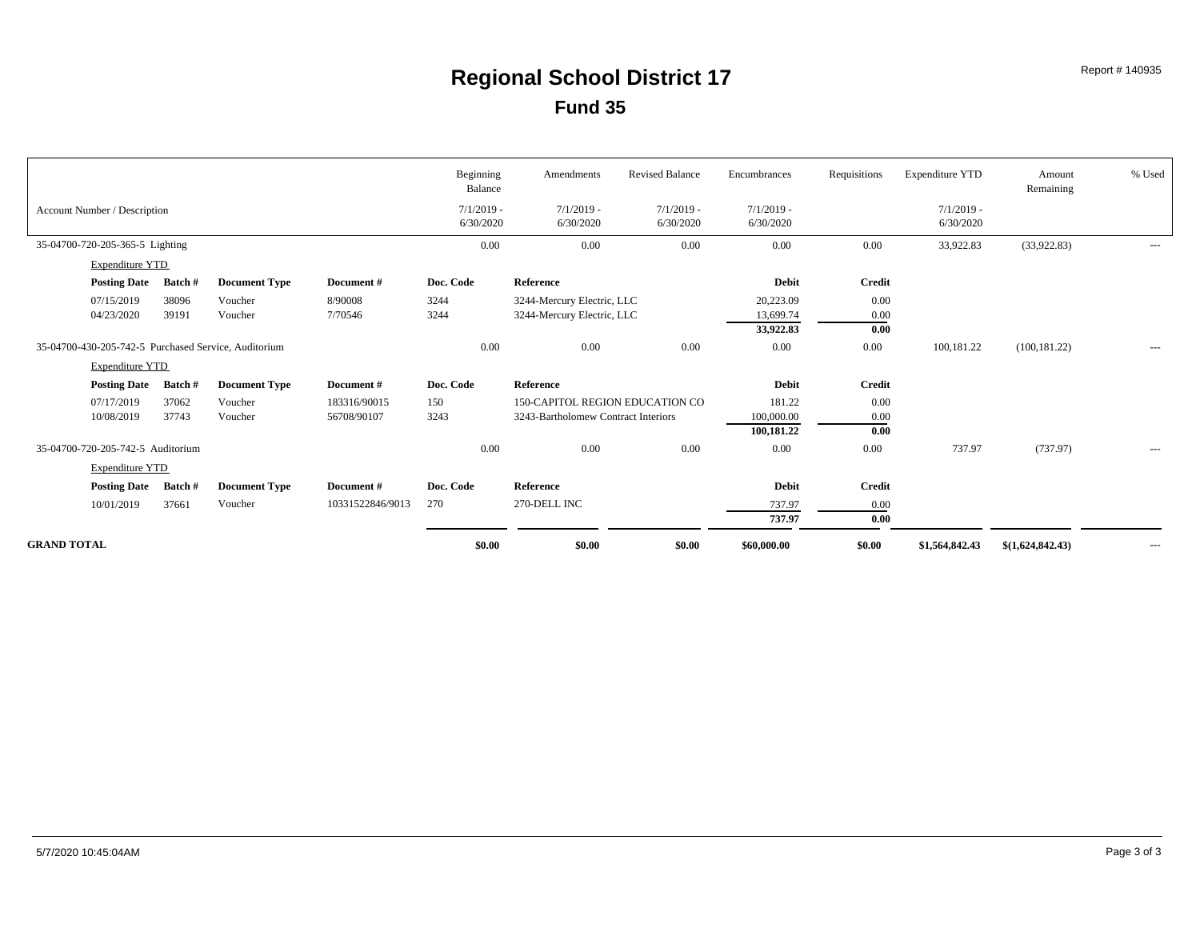# Regional School District 17

## Fund 35

Report # 140935

| Account Number / Description | Beginning Balance 7/1/2019 - 6/30/2020 | Amendments 7/1/2019 - 6/30/2020 | Revised Balance 7/1/2019 - 6/30/2020 | Encumbrances 7/1/2019 - 6/30/2020 | Requisitions | Expenditure YTD 7/1/2019 - 6/30/2020 | Amount Remaining | % Used |
|---|---|---|---|---|---|---|---|---|
| 35-04700-720-205-365-5 Lighting | 0.00 | 0.00 | 0.00 | 0.00 | 0.00 | 33,922.83 | (33,922.83) | --- |

Expenditure YTD

| Posting Date | Batch # | Document Type | Document # | Doc. Code | Reference | Debit | Credit |
|---|---|---|---|---|---|---|---|
| 07/15/2019 | 38096 | Voucher | 8/90008 | 3244 | 3244-Mercury Electric, LLC | 20,223.09 | 0.00 |
| 04/23/2020 | 39191 | Voucher | 7/70546 | 3244 | 3244-Mercury Electric, LLC | 13,699.74 | 0.00 |
| | | | | | | **33,922.83** | **0.00** |

| Account Number / Description | Beginning Balance | Amendments | Revised Balance | Encumbrances | Requisitions | Expenditure YTD | Amount Remaining | % Used |
|---|---|---|---|---|---|---|---|---|
| 35-04700-430-205-742-5 Purchased Service, Auditorium | 0.00 | 0.00 | 0.00 | 0.00 | 0.00 | 100,181.22 | (100,181.22) | --- |

Expenditure YTD

| Posting Date | Batch # | Document Type | Document # | Doc. Code | Reference | Debit | Credit |
|---|---|---|---|---|---|---|---|
| 07/17/2019 | 37062 | Voucher | 183316/90015 | 150 | 150-CAPITOL REGION EDUCATION CO | 181.22 | 0.00 |
| 10/08/2019 | 37743 | Voucher | 56708/90107 | 3243 | 3243-Bartholomew Contract Interiors | 100,000.00 | 0.00 |
| | | | | | | **100,181.22** | **0.00** |

| Account Number / Description | Beginning Balance | Amendments | Revised Balance | Encumbrances | Requisitions | Expenditure YTD | Amount Remaining | % Used |
|---|---|---|---|---|---|---|---|---|
| 35-04700-720-205-742-5 Auditorium | 0.00 | 0.00 | 0.00 | 0.00 | 0.00 | 737.97 | (737.97) | --- |

Expenditure YTD

| Posting Date | Batch # | Document Type | Document # | Doc. Code | Reference | Debit | Credit |
|---|---|---|---|---|---|---|---|
| 10/01/2019 | 37661 | Voucher | 10331522846/9013 | 270 | 270-DELL INC | 737.97 | 0.00 |
| | | | | | | **737.97** | **0.00** |

| | Beginning Balance | Amendments | Revised Balance | Encumbrances | Requisitions | Expenditure YTD | Amount Remaining | % Used |
|---|---|---|---|---|---|---|---|---|
| **GRAND TOTAL** | **$0.00** | **$0.00** | **$0.00** | **$60,000.00** | **$0.00** | **$1,564,842.43** | **$(1,624,842.43)** | --- |

5/7/2020 10:45:04AM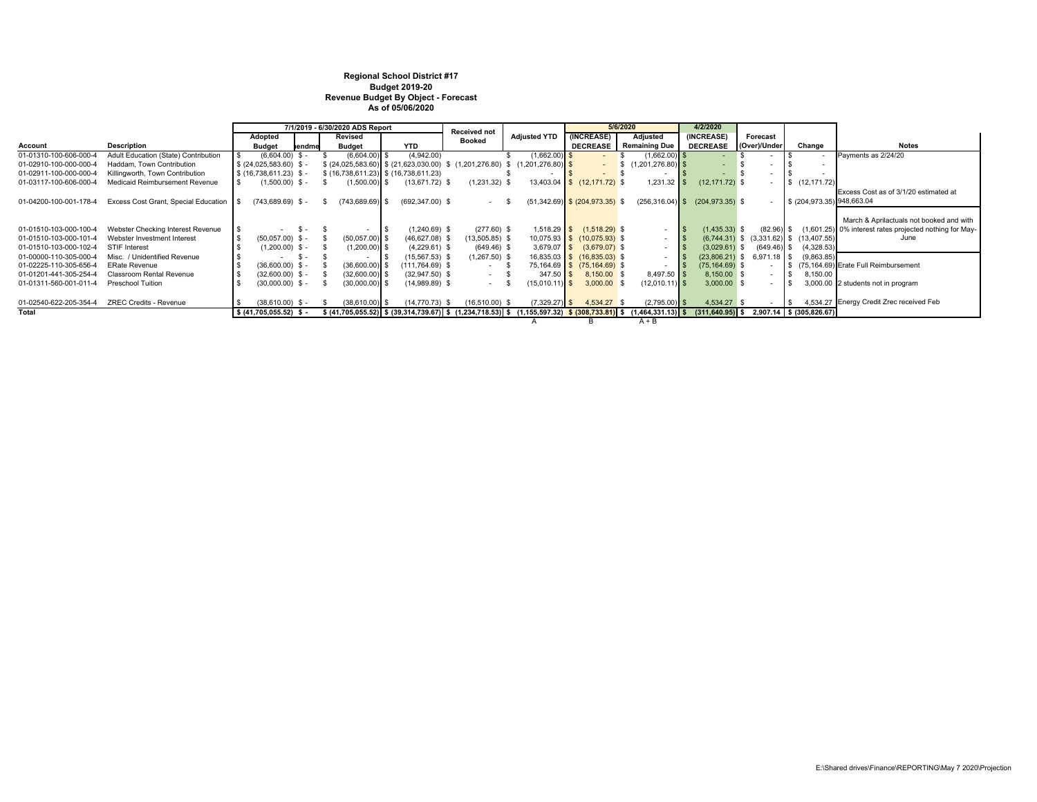**Regional School District #17**
**Budget 2019-20**
**Revenue Budget By Object - Forecast**
**As of 05/06/2020**

| | | 7/1/2019 - 6/30/2020 ADS Report | | | | | | 5/6/2020 | | 4/2/2020 | | | |
|---|---|---|---|---|---|---|---|---|---|---|---|---|---|
| Account | Description | Adopted Budget | Amendme | Revised Budget | YTD | Received not Booked | Adjusted YTD | (INCREASE) DECREASE | Adjusted Remaining Due | (INCREASE) DECREASE | Forecast (Over)/Under | Change | Notes |
| 01-01310-100-606-000-4 | Adult Education (State) Contribution | $ (6,604.00) | $ - | $ (6,604.00) | $ (4,942.00) | | $ (1,662.00) | $ - | $ (1,662.00) | $ - | $ - | $ - | Payments as 2/24/20 |
| 01-02910-100-000-000-4 | Haddam, Town Contribution | $ (24,025,583.60) | $ - | $ (24,025,583.60) | $ (21,623,030.00) | $ (1,201,276.80) | $ (1,201,276.80) | $ - | $ (1,201,276.80) | $ - | $ - | $ - | |
| 01-02911-100-000-000-4 | Killingworth, Town Contribution | $ (16,738,611.23) | $ - | $ (16,738,611.23) | $ (16,738,611.23) | | $ - | $ - | $ - | $ - | $ - | $ - | |
| 01-03117-100-606-000-4 | Medicaid Reimbursement Revenue | $ (1,500.00) | $ - | $ (1,500.00) | $ (13,671.72) | $ (1,231.32) | $ 13,403.04 | $ (12,171.72) | $ 1,231.32 | $ (12,171.72) | $ - | $ (12,171.72) | |
| 01-04200-100-001-178-4 | Excess Cost Grant, Special Education | $ (743,689.69) | $ - | $ (743,689.69) | $ (692,347.00) | $ - | $ (51,342.69) | $ (204,973.35) | $ (256,316.04) | $ (204,973.35) | $ - | $ (204,973.35) | Excess Cost as of 3/1/20 estimated at 948,663.04 |
| 01-01510-103-000-100-4 | Webster Checking Interest Revenue | $ - | $ - | $ - | $ (1,240.69) | $ (277.60) | $ 1,518.29 | $ (1,518.29) | $ - | $ (1,435.33) | $ (82.96) | $ (1,601.25) | March & Aprilactuals not booked and with 0% interest rates projected nothing for May-June |
| 01-01510-103-000-101-4 | Webster Investment Interest | $ (50,057.00) | $ - | $ (50,057.00) | $ (46,627.08) | $ (13,505.85) | $ 10,075.93 | $ (10,075.93) | $ - | $ (6,744.31) | $ (3,331.62) | $ (13,407.55) | |
| 01-01510-103-000-102-4 | STIF Interest | $ (1,200.00) | $ - | $ (1,200.00) | $ (4,229.61) | $ (649.46) | $ 3,679.07 | $ (3,679.07) | $ - | $ (3,029.61) | $ (649.46) | $ (4,328.53) | |
| 01-00000-110-305-000-4 | Misc. / Unidentified Revenue | $ - | $ - | $ - | $ (15,567.53) | $ (1,267.50) | $ 16,835.03 | $ (16,835.03) | $ - | $ (23,806.21) | $ 6,971.18 | $ (9,863.85) | |
| 01-02225-110-305-656-4 | ERate Revenue | $ (36,600.00) | $ - | $ (36,600.00) | $ (111,764.69) | $ - | $ 75,164.69 | $ (75,164.69) | $ - | $ (75,164.69) | $ - | $ (75,164.69) | Erate Full Reimbursement |
| 01-01201-441-305-254-4 | Classroom Rental Revenue | $ (32,600.00) | $ - | $ (32,600.00) | $ (32,947.50) | $ - | $ 347.50 | $ 8,150.00 | $ 8,497.50 | $ 8,150.00 | $ - | $ 8,150.00 | |
| 01-01311-560-001-011-4 | Preschool Tuition | $ (30,000.00) | $ - | $ (30,000.00) | $ (14,989.89) | $ - | $ (15,010.11) | $ 3,000.00 | $ (12,010.11) | $ 3,000.00 | $ - | $ 3,000.00 | 2 students not in program |
| 01-02540-622-205-354-4 | ZREC Credits - Revenue | $ (38,610.00) | $ - | $ (38,610.00) | $ (14,770.73) | $ (16,510.00) | $ (7,329.27) | $ 4,534.27 | $ (2,795.00) | $ 4,534.27 | $ - | $ 4,534.27 | Energy Credit Zrec received Feb |
| **Total** | | $ (41,705,055.52) | $ - | $ (41,705,055.52) | $ (39,314,739.67) | $ (1,234,718.53) | $ (1,155,597.32) | $ (308,733.81) | $ (1,464,331.13) | $ (311,640.95) | $ 2,907.14 | $ (305,826.67) | |
| | | | | | | | A | B | A + B | | | | |

E:\Shared drives\Finance\REPORTING\May 7 2020\Projection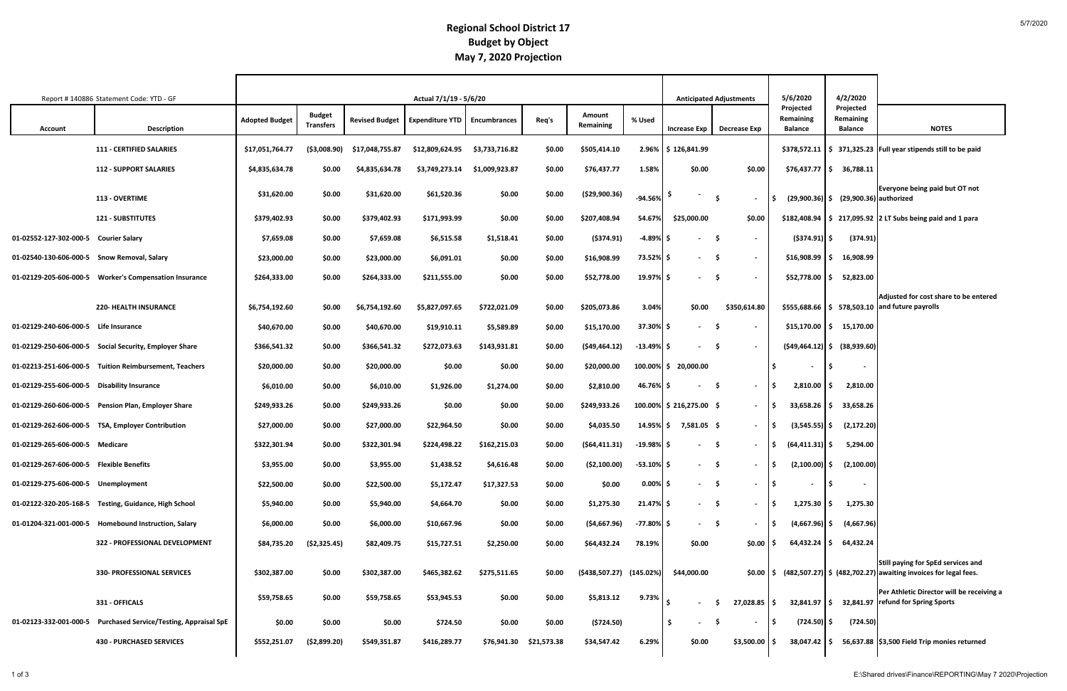# Regional School District 17
## Budget by Object
## May 7, 2020 Projection

| Report # 140886 Statement Code: YTD - GF | | Actual 7/1/19 - 5/6/20 | | | | | | | | Anticipated Adjustments | | 5/6/2020 | 4/2/2020 | |
|---|---|---|---|---|---|---|---|---|---|---|---|---|---|---|
| Account | Description | Adopted Budget | Budget Transfers | Revised Budget | Expenditure YTD | Encumbrances | Req's | Amount Remaining | % Used | Increase Exp | Decrease Exp | Projected Remaining Balance | Projected Remaining Balance | NOTES |
| | 111 - CERTIFIED SALARIES | $17,051,764.77 | ($3,008.90) | $17,048,755.87 | $12,809,624.95 | $3,733,716.82 | $0.00 | $505,414.10 | 2.96% | $ 126,841.99 | | $378,572.11 | $ 371,325.23 | Full year stipends still to be paid |
| | 112 - SUPPORT SALARIES | $4,835,634.78 | $0.00 | $4,835,634.78 | $3,749,273.14 | $1,009,923.87 | $0.00 | $76,437.77 | 1.58% | $0.00 | $0.00 | $76,437.77 | $ 36,788.11 | |
| | 113 - OVERTIME | $31,620.00 | $0.00 | $31,620.00 | $61,520.36 | $0.00 | $0.00 | ($29,900.36) | -94.56% | $ - | $ - | $ (29,900.36) | $ (29,900.36) | Everyone being paid but OT not authorized |
| | 121 - SUBSTITUTES | $379,402.93 | $0.00 | $379,402.93 | $171,993.99 | $0.00 | $0.00 | $207,408.94 | 54.67% | $25,000.00 | $0.00 | $182,408.94 | $ 217,095.92 | 2 LT Subs being paid and 1 para |
| 01-02552-127-302-000-5 | Courier Salary | $7,659.08 | $0.00 | $7,659.08 | $6,515.58 | $1,518.41 | $0.00 | ($374.91) | -4.89% | $ - | $ - | ($374.91) | $ (374.91) | |
| 01-02540-130-606-000-5 | Snow Removal, Salary | $23,000.00 | $0.00 | $23,000.00 | $6,091.01 | $0.00 | $0.00 | $16,908.99 | 73.52% | $ - | $ - | $16,908.99 | $ 16,908.99 | |
| 01-02129-205-606-000-5 | Worker's Compensation Insurance | $264,333.00 | $0.00 | $264,333.00 | $211,555.00 | $0.00 | $0.00 | $52,778.00 | 19.97% | $ - | $ - | $52,778.00 | $ 52,823.00 | |
| | 220- HEALTH INSURANCE | $6,754,192.60 | $0.00 | $6,754,192.60 | $5,827,097.65 | $722,021.09 | $0.00 | $205,073.86 | 3.04% | $0.00 | $350,614.80 | $555,688.66 | $ 578,503.10 | Adjusted for cost share to be entered and future payrolls |
| 01-02129-240-606-000-5 | Life Insurance | $40,670.00 | $0.00 | $40,670.00 | $19,910.11 | $5,589.89 | $0.00 | $15,170.00 | 37.30% | $ - | $ - | $15,170.00 | $ 15,170.00 | |
| 01-02129-250-606-000-5 | Social Security, Employer Share | $366,541.32 | $0.00 | $366,541.32 | $272,073.63 | $143,931.81 | $0.00 | ($49,464.12) | -13.49% | $ - | $ - | ($49,464.12) | $ (38,939.60) | |
| 01-02213-251-606-000-5 | Tuition Reimbursement, Teachers | $20,000.00 | $0.00 | $20,000.00 | $0.00 | $0.00 | $0.00 | $20,000.00 | 100.00% | $ 20,000.00 | | $ - | $ - | |
| 01-02129-255-606-000-5 | Disability Insurance | $6,010.00 | $0.00 | $6,010.00 | $1,926.00 | $1,274.00 | $0.00 | $2,810.00 | 46.76% | $ - | $ - | $ 2,810.00 | $ 2,810.00 | |
| 01-02129-260-606-000-5 | Pension Plan, Employer Share | $249,933.26 | $0.00 | $249,933.26 | $0.00 | $0.00 | $0.00 | $249,933.26 | 100.00% | $ 216,275.00 | $ - | $ 33,658.26 | $ 33,658.26 | |
| 01-02129-262-606-000-5 | TSA, Employer Contribution | $27,000.00 | $0.00 | $27,000.00 | $22,964.50 | $0.00 | $0.00 | $4,035.50 | 14.95% | $ 7,581.05 | $ - | $ (3,545.55) | $ (2,172.20) | |
| 01-02129-265-606-000-5 | Medicare | $322,301.94 | $0.00 | $322,301.94 | $224,498.22 | $162,215.03 | $0.00 | ($64,411.31) | -19.98% | $ - | $ - | $ (64,411.31) | $ 5,294.00 | |
| 01-02129-267-606-000-5 | Flexible Benefits | $3,955.00 | $0.00 | $3,955.00 | $1,438.52 | $4,616.48 | $0.00 | ($2,100.00) | -53.10% | $ - | $ - | $ (2,100.00) | $ (2,100.00) | |
| 01-02129-275-606-000-5 | Unemployment | $22,500.00 | $0.00 | $22,500.00 | $5,172.47 | $17,327.53 | $0.00 | $0.00 | 0.00% | $ - | $ - | $ - | $ - | |
| 01-02122-320-205-168-5 | Testing, Guidance, High School | $5,940.00 | $0.00 | $5,940.00 | $4,664.70 | $0.00 | $0.00 | $1,275.30 | 21.47% | $ - | $ - | $ 1,275.30 | $ 1,275.30 | |
| 01-01204-321-001-000-5 | Homebound Instruction, Salary | $6,000.00 | $0.00 | $6,000.00 | $10,667.96 | $0.00 | $0.00 | ($4,667.96) | -77.80% | $ - | $ - | $ (4,667.96) | $ (4,667.96) | |
| | 322 - PROFESSIONAL DEVELOPMENT | $84,735.20 | ($2,325.45) | $82,409.75 | $15,727.51 | $2,250.00 | $0.00 | $64,432.24 | 78.19% | $0.00 | $0.00 | $ 64,432.24 | $ 64,432.24 | |
| | 330- PROFESSIONAL SERVICES | $302,387.00 | $0.00 | $302,387.00 | $465,382.62 | $275,511.65 | $0.00 | ($438,507.27) | (145.02%) | $44,000.00 | $0.00 | $ (482,507.27) | $ (482,702.27) | Still paying for SpEd services and awaiting invoices for legal fees. |
| | 331 - OFFICALS | $59,758.65 | $0.00 | $59,758.65 | $53,945.53 | $0.00 | $0.00 | $5,813.12 | 9.73% | $ - | $ 27,028.85 | $ 32,841.97 | $ 32,841.97 | Per Athletic Director will be receiving a refund for Spring Sports |
| 01-02123-332-001-000-5 | Purchased Service/Testing, Appraisal SpE | $0.00 | $0.00 | $0.00 | $724.50 | $0.00 | $0.00 | ($724.50) | | $ - | $ - | $ (724.50) | $ (724.50) | |
| | 430 - PURCHASED SERVICES | $552,251.07 | ($2,899.20) | $549,351.87 | $416,289.77 | $76,941.30 | $21,573.38 | $34,547.42 | 6.29% | $0.00 | $3,500.00 | $ 38,047.42 | $ 56,637.88 | $3,500 Field Trip monies returned |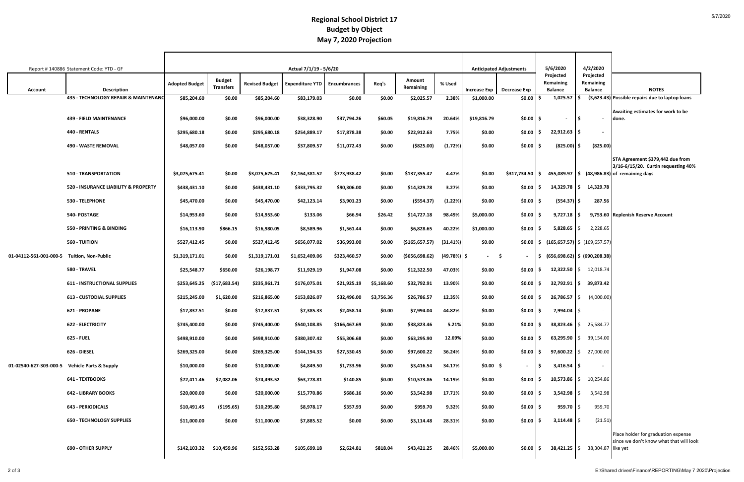# Regional School District 17
## Budget by Object
## May 7, 2020 Projection

| Account | Report # 140886 Statement Code: YTD - GF | Actual 7/1/19 - 5/6/20 | | | | | | | | Anticipated Adjustments | | 5/6/2020 | 4/2/2020 | |
|---|---|---|---|---|---|---|---|---|---|---|---|---|---|---|
| Account | Description | Adopted Budget | Budget Transfers | Revised Budget | Expenditure YTD | Encumbrances | Req's | Amount Remaining | % Used | Increase Exp | Decrease Exp | Projected Remaining Balance | Projected Remaining Balance | NOTES |
| | 435 - TECHNOLOGY REPAIR & MAINTENANC | $85,204.60 | $0.00 | $85,204.60 | $83,179.03 | $0.00 | $0.00 | $2,025.57 | 2.38% | $1,000.00 | $0.00 | $ 1,025.57 | $ (3,623.43) | Possible repairs due to laptop loans |
| | 439 - FIELD MAINTENANCE | $96,000.00 | $0.00 | $96,000.00 | $38,328.90 | $37,794.26 | $60.05 | $19,816.79 | 20.64% | $19,816.79 | $0.00 | $ - | $ - | Awaiting estimates for work to be done. |
| | 440 - RENTALS | $295,680.18 | $0.00 | $295,680.18 | $254,889.17 | $17,878.38 | $0.00 | $22,912.63 | 7.75% | $0.00 | $0.00 | $ 22,912.63 | $ - | |
| | 490 - WASTE REMOVAL | $48,057.00 | $0.00 | $48,057.00 | $37,809.57 | $11,072.43 | $0.00 | ($825.00) | (1.72%) | $0.00 | $0.00 | $ (825.00) | $ (825.00) | |
| | 510 - TRANSPORTATION | $3,075,675.41 | $0.00 | $3,075,675.41 | $2,164,381.52 | $773,938.42 | $0.00 | $137,355.47 | 4.47% | $0.00 | $317,734.50 | $ 455,089.97 | $ (48,986.83) | STA Agreement $379,442 due from 3/16-6/15/20. Curtin requesting 40% of remaining days |
| | 520 - INSURANCE LIABILITY & PROPERTY | $438,431.10 | $0.00 | $438,431.10 | $333,795.32 | $90,306.00 | $0.00 | $14,329.78 | 3.27% | $0.00 | $0.00 | $ 14,329.78 | $ 14,329.78 | |
| | 530 - TELEPHONE | $45,470.00 | $0.00 | $45,470.00 | $42,123.14 | $3,901.23 | $0.00 | ($554.37) | (1.22%) | $0.00 | $0.00 | $ (554.37) | $ 287.56 | |
| | 540- POSTAGE | $14,953.60 | $0.00 | $14,953.60 | $133.06 | $66.94 | $26.42 | $14,727.18 | 98.49% | $5,000.00 | $0.00 | $ 9,727.18 | $ 9,753.60 | Replenish Reserve Account |
| | 550 - PRINTING & BINDING | $16,113.90 | $866.15 | $16,980.05 | $8,589.96 | $1,561.44 | $0.00 | $6,828.65 | 40.22% | $1,000.00 | $0.00 | $ 5,828.65 | $ 2,228.65 | |
| | 560 - TUITION | $527,412.45 | $0.00 | $527,412.45 | $656,077.02 | $36,993.00 | $0.00 | ($165,657.57) | (31.41%) | $0.00 | $0.00 | $ (165,657.57) | $ (169,657.57) | |
| 01-04112-561-001-000-5 | Tuition, Non-Public | $1,319,171.01 | $0.00 | $1,319,171.01 | $1,652,409.06 | $323,460.57 | $0.00 | ($656,698.62) | (49.78%) | $ - | $ - | $ (656,698.62) | $ (690,208.38) | |
| | 580 - TRAVEL | $25,548.77 | $650.00 | $26,198.77 | $11,929.19 | $1,947.08 | $0.00 | $12,322.50 | 47.03% | $0.00 | $0.00 | $ 12,322.50 | $ 12,018.74 | |
| | 611 - INSTRUCTIONAL SUPPLIES | $253,645.25 | ($17,683.54) | $235,961.71 | $176,075.01 | $21,925.19 | $5,168.60 | $32,792.91 | 13.90% | $0.00 | $0.00 | $ 32,792.91 | $ 39,873.42 | |
| | 613 - CUSTODIAL SUPPLIES | $215,245.00 | $1,620.00 | $216,865.00 | $153,826.07 | $32,496.00 | $3,756.36 | $26,786.57 | 12.35% | $0.00 | $0.00 | $ 26,786.57 | $ (4,000.00) | |
| | 621 - PROPANE | $17,837.51 | $0.00 | $17,837.51 | $7,385.33 | $2,458.14 | $0.00 | $7,994.04 | 44.82% | $0.00 | $0.00 | $ 7,994.04 | $ - | |
| | 622 - ELECTRICITY | $745,400.00 | $0.00 | $745,400.00 | $540,108.85 | $166,467.69 | $0.00 | $38,823.46 | 5.21% | $0.00 | $0.00 | $ 38,823.46 | $ 25,584.77 | |
| | 625 - FUEL | $498,910.00 | $0.00 | $498,910.00 | $380,307.42 | $55,306.68 | $0.00 | $63,295.90 | 12.69% | $0.00 | $0.00 | $ 63,295.90 | $ 39,154.00 | |
| | 626 - DIESEL | $269,325.00 | $0.00 | $269,325.00 | $144,194.33 | $27,530.45 | $0.00 | $97,600.22 | 36.24% | $0.00 | $0.00 | $ 97,600.22 | $ 27,000.00 | |
| 01-02540-627-303-000-5 | Vehicle Parts & Supply | $10,000.00 | $0.00 | $10,000.00 | $4,849.50 | $1,733.96 | $0.00 | $3,416.54 | 34.17% | $0.00 | $ - | $ 3,416.54 | $ - | |
| | 641 - TEXTBOOKS | $72,411.46 | $2,082.06 | $74,493.52 | $63,778.81 | $140.85 | $0.00 | $10,573.86 | 14.19% | $0.00 | $0.00 | $ 10,573.86 | $ 10,254.86 | |
| | 642 - LIBRARY BOOKS | $20,000.00 | $0.00 | $20,000.00 | $15,770.86 | $686.16 | $0.00 | $3,542.98 | 17.71% | $0.00 | $0.00 | $ 3,542.98 | $ 3,542.98 | |
| | 643 - PERIODICALS | $10,491.45 | ($195.65) | $10,295.80 | $8,978.17 | $357.93 | $0.00 | $959.70 | 9.32% | $0.00 | $0.00 | $ 959.70 | $ 959.70 | |
| | 650 - TECHNOLOGY SUPPLIES | $11,000.00 | $0.00 | $11,000.00 | $7,885.52 | $0.00 | $0.00 | $3,114.48 | 28.31% | $0.00 | $0.00 | $ 3,114.48 | $ (21.51) | |
| | 690 - OTHER SUPPLY | $142,103.32 | $10,459.96 | $152,563.28 | $105,699.18 | $2,624.81 | $818.04 | $43,421.25 | 28.46% | $5,000.00 | $0.00 | $ 38,421.25 | $ 38,304.87 | Place holder for graduation expense since we don't know what that will look like yet |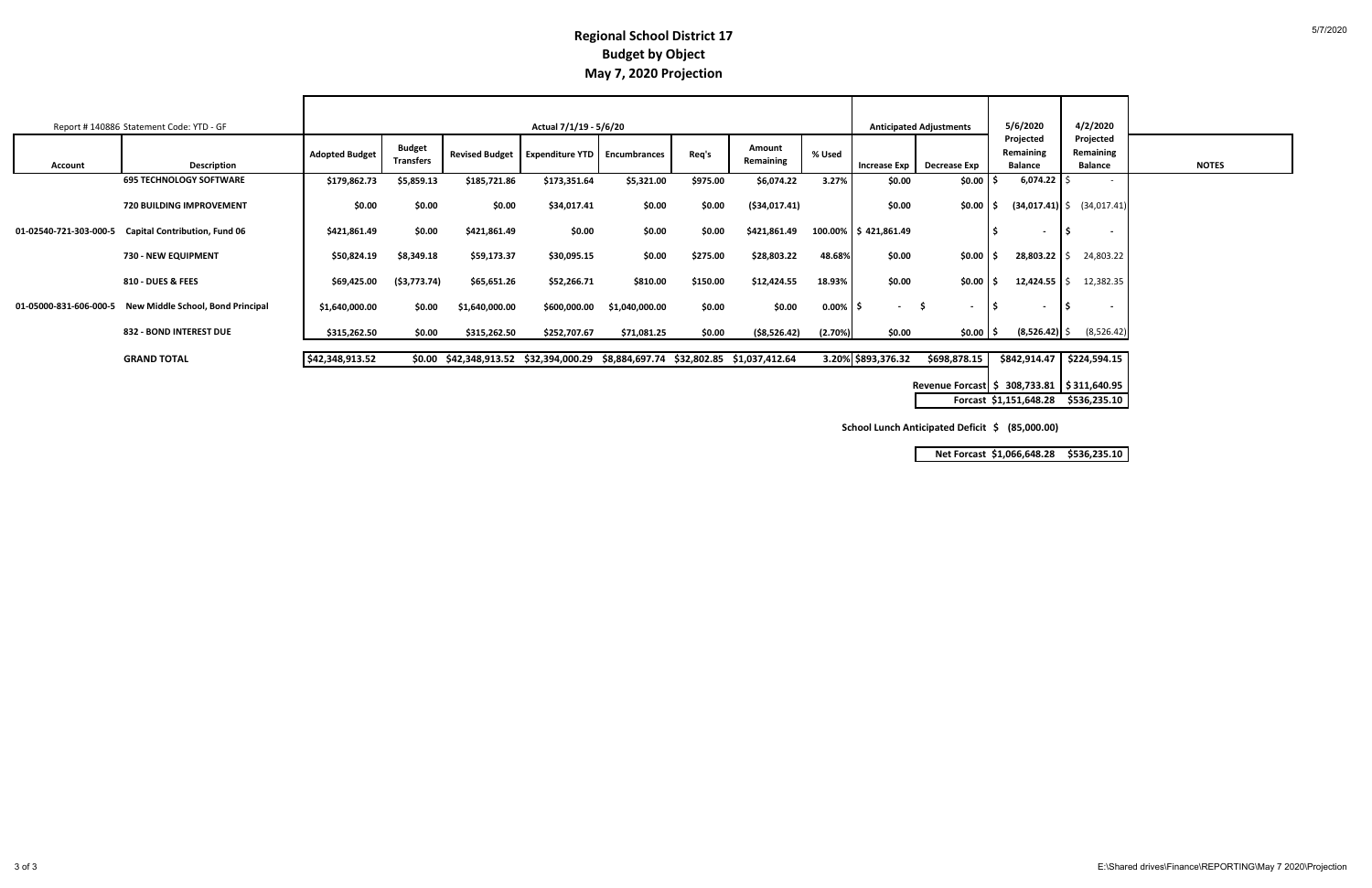# Regional School District 17
## Budget by Object
### May 7, 2020 Projection

| Report # 140886 Statement Code: YTD - GF | | Actual 7/1/19 - 5/6/20 | | | | | | | | Anticipated Adjustments | | 5/6/2020 | 4/2/2020 | |
|---|---|---|---|---|---|---|---|---|---|---|---|---|---|---|
| **Account** | **Description** | **Adopted Budget** | **Budget Transfers** | **Revised Budget** | **Expenditure YTD** | **Encumbrances** | **Req's** | **Amount Remaining** | **% Used** | **Increase Exp** | **Decrease Exp** | **Projected Remaining Balance** | **Projected Remaining Balance** | **NOTES** |
| | **695 TECHNOLOGY SOFTWARE** | $179,862.73 | $5,859.13 | $185,721.86 | $173,351.64 | $5,321.00 | $975.00 | $6,074.22 | 3.27% | $0.00 | $0.00 | $ 6,074.22 | $ - | |
| | **720 BUILDING IMPROVEMENT** | $0.00 | $0.00 | $0.00 | $34,017.41 | $0.00 | $0.00 | ($34,017.41) | | $0.00 | $0.00 | $ (34,017.41) | $ (34,017.41) | |
| 01-02540-721-303-000-5 | Capital Contribution, Fund 06 | $421,861.49 | $0.00 | $421,861.49 | $0.00 | $0.00 | $0.00 | $421,861.49 | 100.00% | $ 421,861.49 | | $ - | $ - | |
| | **730 - NEW EQUIPMENT** | $50,824.19 | $8,349.18 | $59,173.37 | $30,095.15 | $0.00 | $275.00 | $28,803.22 | 48.68% | $0.00 | $0.00 | $ 28,803.22 | $ 24,803.22 | |
| | **810 - DUES & FEES** | $69,425.00 | ($3,773.74) | $65,651.26 | $52,266.71 | $810.00 | $150.00 | $12,424.55 | 18.93% | $0.00 | $0.00 | $ 12,424.55 | $ 12,382.35 | |
| 01-05000-831-606-000-5 | New Middle School, Bond Principal | $1,640,000.00 | $0.00 | $1,640,000.00 | $600,000.00 | $1,040,000.00 | $0.00 | $0.00 | 0.00% | $ - | $ - | $ - | $ - | |
| | **832 - BOND INTEREST DUE** | $315,262.50 | $0.00 | $315,262.50 | $252,707.67 | $71,081.25 | $0.00 | ($8,526.42) | (2.70%) | $0.00 | $0.00 | $ (8,526.42) | $ (8,526.42) | |
| | **GRAND TOTAL** | $42,348,913.52 | $0.00 | $42,348,913.52 | $32,394,000.29 | $8,884,697.74 | $32,802.85 | $1,037,412.64 | 3.20% | $893,376.32 | $698,878.15 | $842,914.47 | $224,594.15 | |
| | | | | | | | | | | | Revenue Forcast | $ 308,733.81 | $311,640.95 | |
| | | | | | | | | | | | Forcast | $1,151,648.28 | $536,235.10 | |
| | | | | | | | | | | | School Lunch Anticipated Deficit | $ (85,000.00) | | |
| | | | | | | | | | | | Net Forcast | $1,066,648.28 | $536,235.10 | |

E:\Shared drives\Finance\REPORTING\May 7 2020\Projection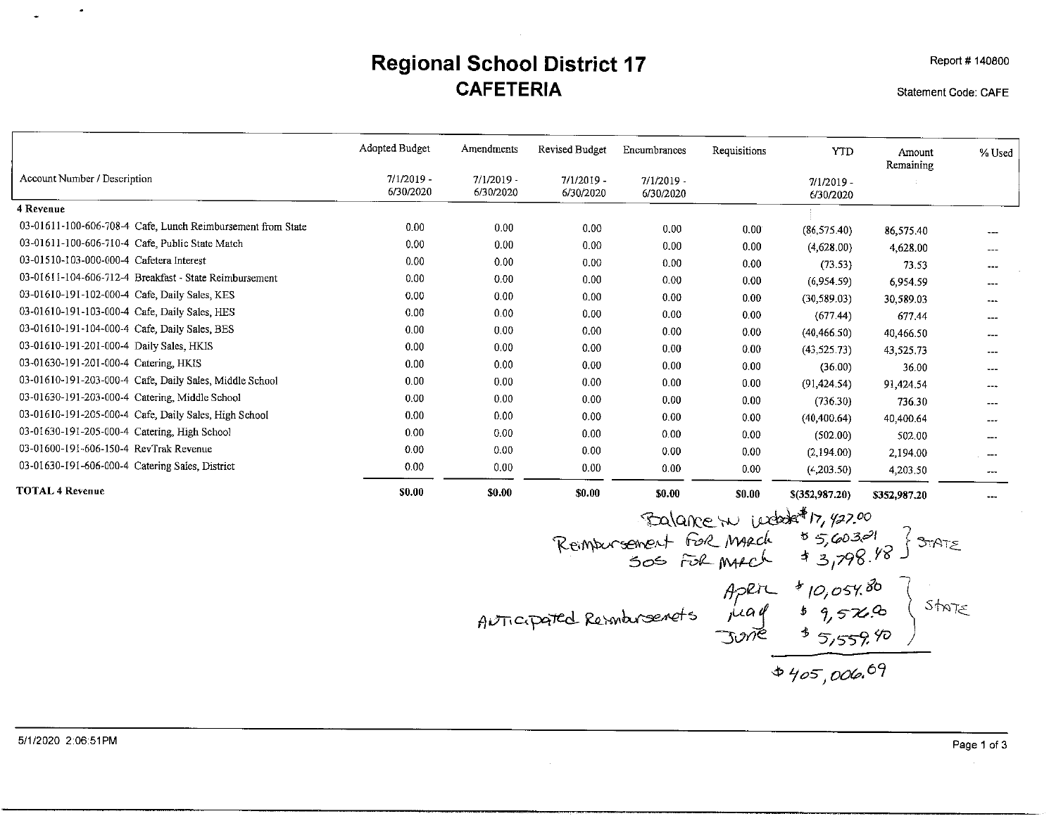# Regional School District 17
## CAFETERIA

Report # 140800

Statement Code: CAFE

| Account Number / Description | Adopted Budget 7/1/2019 - 6/30/2020 | Amendments 7/1/2019 - 6/30/2020 | Revised Budget 7/1/2019 - 6/30/2020 | Encumbrances 7/1/2019 - 6/30/2020 | Requisitions | YTD 7/1/2019 - 6/30/2020 | Amount Remaining | % Used |
|---|---|---|---|---|---|---|---|---|
| **4 Revenue** | | | | | | | | |
| 03-01611-100-606-708-4 Cafe, Lunch Reimbursement from State | 0.00 | 0.00 | 0.00 | 0.00 | 0.00 | (86,575.40) | 86,575.40 | --- |
| 03-01611-100-606-710-4 Cafe, Public State Match | 0.00 | 0.00 | 0.00 | 0.00 | 0.00 | (4,628.00) | 4,628.00 | --- |
| 03-01510-103-000-000-4 Cafetera Interest | 0.00 | 0.00 | 0.00 | 0.00 | 0.00 | (73.53) | 73.53 | --- |
| 03-01611-104-606-712-4 Breakfast - State Reimbursement | 0.00 | 0.00 | 0.00 | 0.00 | 0.00 | (6,954.59) | 6,954.59 | --- |
| 03-01610-191-102-000-4 Cafe, Daily Sales, KES | 0.00 | 0.00 | 0.00 | 0.00 | 0.00 | (30,589.03) | 30,589.03 | --- |
| 03-01610-191-103-000-4 Cafe, Daily Sales, HES | 0.00 | 0.00 | 0.00 | 0.00 | 0.00 | (677.44) | 677.44 | --- |
| 03-01610-191-104-000-4 Cafe, Daily Sales, BES | 0.00 | 0.00 | 0.00 | 0.00 | 0.00 | (40,466.50) | 40,466.50 | --- |
| 03-01610-191-201-000-4 Daily Sales, HKIS | 0.00 | 0.00 | 0.00 | 0.00 | 0.00 | (43,525.73) | 43,525.73 | --- |
| 03-01630-191-201-000-4 Catering, HKIS | 0.00 | 0.00 | 0.00 | 0.00 | 0.00 | (36.00) | 36.00 | --- |
| 03-01610-191-203-000-4 Cafe, Daily Sales, Middle School | 0.00 | 0.00 | 0.00 | 0.00 | 0.00 | (91,424.54) | 91,424.54 | --- |
| 03-01630-191-203-000-4 Catering, Middle School | 0.00 | 0.00 | 0.00 | 0.00 | 0.00 | (736.30) | 736.30 | --- |
| 03-01610-191-205-000-4 Cafe, Daily Sales, High School | 0.00 | 0.00 | 0.00 | 0.00 | 0.00 | (40,400.64) | 40,400.64 | --- |
| 03-01630-191-205-000-4 Catering, High School | 0.00 | 0.00 | 0.00 | 0.00 | 0.00 | (502.00) | 502.00 | --- |
| 03-01600-191-606-150-4 RevTrak Revenue | 0.00 | 0.00 | 0.00 | 0.00 | 0.00 | (2,194.00) | 2,194.00 | --- |
| 03-01630-191-606-000-4 Catering Sales, District | 0.00 | 0.00 | 0.00 | 0.00 | 0.00 | (4,203.50) | 4,203.50 | --- |
| **TOTAL 4 Revenue** | **$0.00** | **$0.00** | **$0.00** | **$0.00** | **$0.00** | **$(352,987.20)** | **$352,987.20** | --- |

Balance in webstore $17,427.00

Reimbursement for March $5,603.01 } STATE

SOS for March $3,798.48 }

Anticipated Reimbursements:

April $10,054.80 }

May $9,576.00 } STATE

June $5,559.40 }

$405,006.69

5/1/2020 2:06:51PM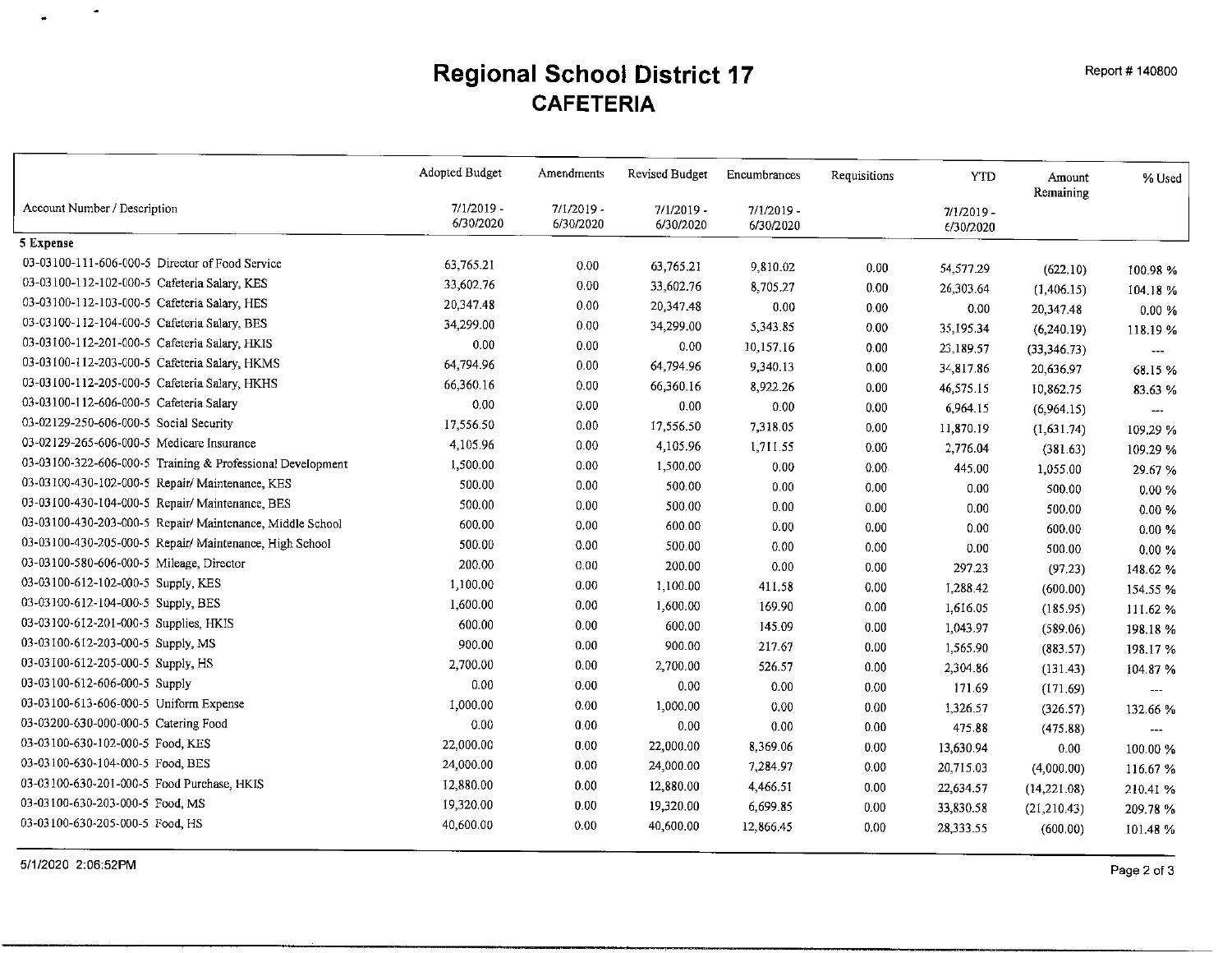# Regional School District 17
## CAFETERIA

Report # 140800

| Account Number / Description | Adopted Budget 7/1/2019 - 6/30/2020 | Amendments 7/1/2019 - 6/30/2020 | Revised Budget 7/1/2019 - 6/30/2020 | Encumbrances 7/1/2019 - 6/30/2020 | Requisitions | YTD 7/1/2019 - 6/30/2020 | Amount Remaining | % Used |
|---|---|---|---|---|---|---|---|---|
| **5 Expense** | | | | | | | | |
| 03-03100-111-606-000-5 Director of Food Service | 63,765.21 | 0.00 | 63,765.21 | 9,810.02 | 0.00 | 54,577.29 | (622.10) | 100.98 % |
| 03-03100-112-102-000-5 Cafeteria Salary, KES | 33,602.76 | 0.00 | 33,602.76 | 8,705.27 | 0.00 | 26,303.64 | (1,406.15) | 104.18 % |
| 03-03100-112-103-000-5 Cafeteria Salary, HES | 20,347.48 | 0.00 | 20,347.48 | 0.00 | 0.00 | 0.00 | 20,347.48 | 0.00 % |
| 03-03100-112-104-000-5 Cafeteria Salary, BES | 34,299.00 | 0.00 | 34,299.00 | 5,343.85 | 0.00 | 35,195.34 | (6,240.19) | 118.19 % |
| 03-03100-112-201-000-5 Cafeteria Salary, HKIS | 0.00 | 0.00 | 0.00 | 10,157.16 | 0.00 | 23,189.57 | (33,346.73) | --- |
| 03-03100-112-203-000-5 Cafeteria Salary, HKMS | 64,794.96 | 0.00 | 64,794.96 | 9,340.13 | 0.00 | 34,817.86 | 20,636.97 | 68.15 % |
| 03-03100-112-205-000-5 Cafeteria Salary, HKHS | 66,360.16 | 0.00 | 66,360.16 | 8,922.26 | 0.00 | 46,575.15 | 10,862.75 | 83.63 % |
| 03-03100-112-606-000-5 Cafeteria Salary | 0.00 | 0.00 | 0.00 | 0.00 | 0.00 | 6,964.15 | (6,964.15) | --- |
| 03-02129-250-606-000-5 Social Security | 17,556.50 | 0.00 | 17,556.50 | 7,318.05 | 0.00 | 11,870.19 | (1,631.74) | 109.29 % |
| 03-02129-265-606-000-5 Medicare Insurance | 4,105.96 | 0.00 | 4,105.96 | 1,711.55 | 0.00 | 2,776.04 | (381.63) | 109.29 % |
| 03-03100-322-606-000-5 Training & Professional Development | 1,500.00 | 0.00 | 1,500.00 | 0.00 | 0.00 | 445.00 | 1,055.00 | 29.67 % |
| 03-03100-430-102-000-5 Repair/ Maintenance, KES | 500.00 | 0.00 | 500.00 | 0.00 | 0.00 | 0.00 | 500.00 | 0.00 % |
| 03-03100-430-104-000-5 Repair/ Maintenance, BES | 500.00 | 0.00 | 500.00 | 0.00 | 0.00 | 0.00 | 500.00 | 0.00 % |
| 03-03100-430-203-000-5 Repair/ Maintenance, Middle School | 600.00 | 0.00 | 600.00 | 0.00 | 0.00 | 0.00 | 600.00 | 0.00 % |
| 03-03100-430-205-000-5 Repair/ Maintenance, High School | 500.00 | 0.00 | 500.00 | 0.00 | 0.00 | 0.00 | 500.00 | 0.00 % |
| 03-03100-580-606-000-5 Mileage, Director | 200.00 | 0.00 | 200.00 | 0.00 | 0.00 | 297.23 | (97.23) | 148.62 % |
| 03-03100-612-102-000-5 Supply, KES | 1,100.00 | 0.00 | 1,100.00 | 411.58 | 0.00 | 1,288.42 | (600.00) | 154.55 % |
| 03-03100-612-104-000-5 Supply, BES | 1,600.00 | 0.00 | 1,600.00 | 169.90 | 0.00 | 1,616.05 | (185.95) | 111.62 % |
| 03-03100-612-201-000-5 Supplies, HKIS | 600.00 | 0.00 | 600.00 | 145.09 | 0.00 | 1,043.97 | (589.06) | 198.18 % |
| 03-03100-612-203-000-5 Supply, MS | 900.00 | 0.00 | 900.00 | 217.67 | 0.00 | 1,565.90 | (883.57) | 198.17 % |
| 03-03100-612-205-000-5 Supply, HS | 2,700.00 | 0.00 | 2,700.00 | 526.57 | 0.00 | 2,304.86 | (131.43) | 104.87 % |
| 03-03100-612-606-000-5 Supply | 0.00 | 0.00 | 0.00 | 0.00 | 0.00 | 171.69 | (171.69) | --- |
| 03-03100-613-606-000-5 Uniform Expense | 1,000.00 | 0.00 | 1,000.00 | 0.00 | 0.00 | 1,326.57 | (326.57) | 132.66 % |
| 03-03200-630-000-000-5 Catering Food | 0.00 | 0.00 | 0.00 | 0.00 | 0.00 | 475.88 | (475.88) | --- |
| 03-03100-630-102-000-5 Food, KES | 22,000.00 | 0.00 | 22,000.00 | 8,369.06 | 0.00 | 13,630.94 | 0.00 | 100.00 % |
| 03-03100-630-104-000-5 Food, BES | 24,000.00 | 0.00 | 24,000.00 | 7,284.97 | 0.00 | 20,715.03 | (4,000.00) | 116.67 % |
| 03-03100-630-201-000-5 Food Purchase, HKIS | 12,880.00 | 0.00 | 12,880.00 | 4,466.51 | 0.00 | 22,634.57 | (14,221.08) | 210.41 % |
| 03-03100-630-203-000-5 Food, MS | 19,320.00 | 0.00 | 19,320.00 | 6,699.85 | 0.00 | 33,830.58 | (21,210.43) | 209.78 % |
| 03-03100-630-205-000-5 Food, HS | 40,600.00 | 0.00 | 40,600.00 | 12,866.45 | 0.00 | 28,333.55 | (600.00) | 101.48 % |

5/1/2020 2:06:52PM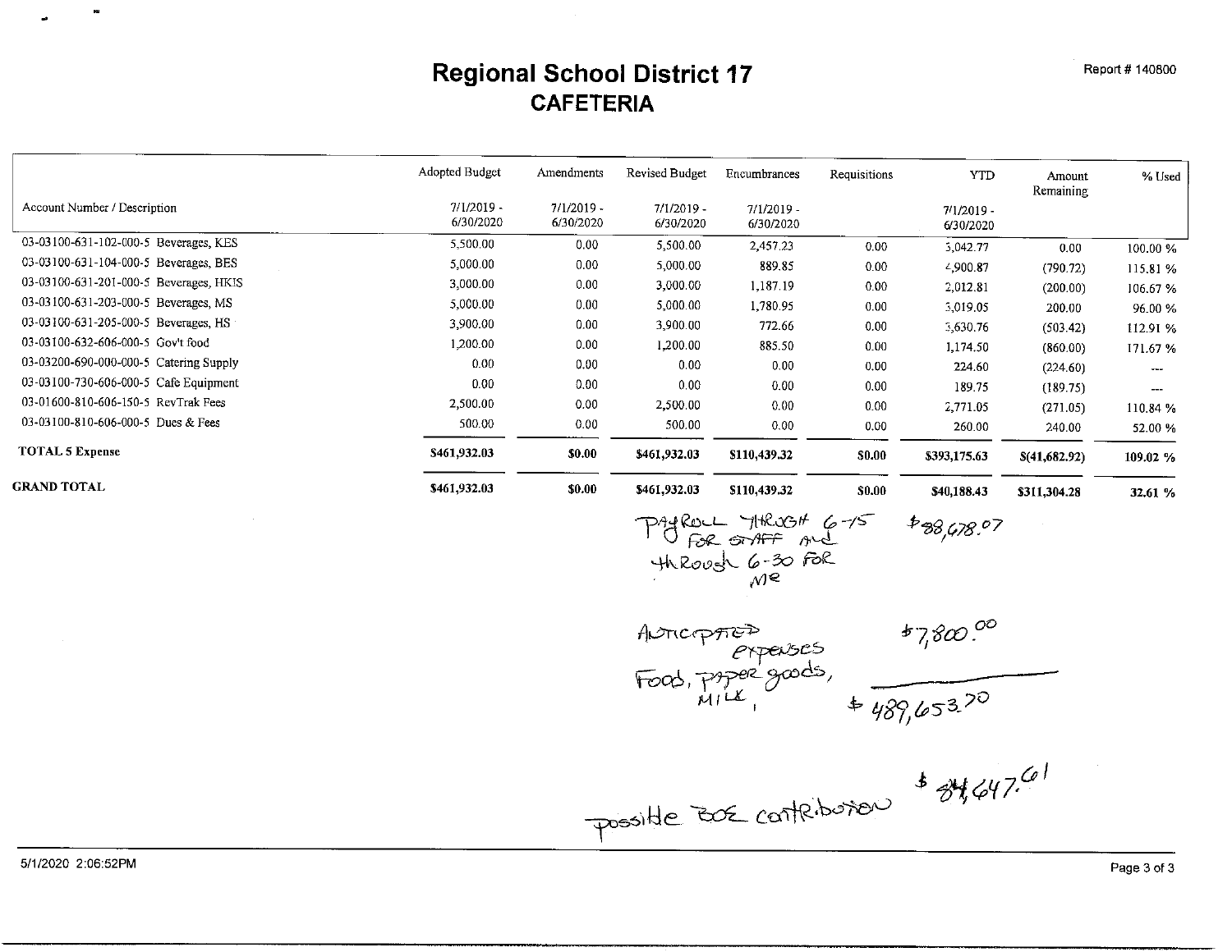# Regional School District 17

## CAFETERIA

Report # 140800

| Account Number / Description | Adopted Budget 7/1/2019 - 6/30/2020 | Amendments 7/1/2019 - 6/30/2020 | Revised Budget 7/1/2019 - 6/30/2020 | Encumbrances 7/1/2019 - 6/30/2020 | Requisitions | YTD 7/1/2019 - 6/30/2020 | Amount Remaining | % Used |
|---|---|---|---|---|---|---|---|---|
| 03-03100-631-102-000-5 Beverages, KES | 5,500.00 | 0.00 | 5,500.00 | 2,457.23 | 0.00 | 3,042.77 | 0.00 | 100.00 % |
| 03-03100-631-104-000-5 Beverages, BES | 5,000.00 | 0.00 | 5,000.00 | 889.85 | 0.00 | 4,900.87 | (790.72) | 115.81 % |
| 03-03100-631-201-000-5 Beverages, HKIS | 3,000.00 | 0.00 | 3,000.00 | 1,187.19 | 0.00 | 2,012.81 | (200.00) | 106.67 % |
| 03-03100-631-203-000-5 Beverages, MS | 5,000.00 | 0.00 | 5,000.00 | 1,780.95 | 0.00 | 3,019.05 | 200.00 | 96.00 % |
| 03-03100-631-205-000-5 Beverages, HS | 3,900.00 | 0.00 | 3,900.00 | 772.66 | 0.00 | 3,630.76 | (503.42) | 112.91 % |
| 03-03100-632-606-000-5 Gov't food | 1,200.00 | 0.00 | 1,200.00 | 885.50 | 0.00 | 1,174.50 | (860.00) | 171.67 % |
| 03-03200-690-000-000-5 Catering Supply | 0.00 | 0.00 | 0.00 | 0.00 | 0.00 | 224.60 | (224.60) | --- |
| 03-03100-730-606-000-5 Cafe Equipment | 0.00 | 0.00 | 0.00 | 0.00 | 0.00 | 189.75 | (189.75) | --- |
| 03-01600-810-606-150-5 RevTrak Fees | 2,500.00 | 0.00 | 2,500.00 | 0.00 | 0.00 | 2,771.05 | (271.05) | 110.84 % |
| 03-03100-810-606-000-5 Dues & Fees | 500.00 | 0.00 | 500.00 | 0.00 | 0.00 | 260.00 | 240.00 | 52.00 % |
| **TOTAL 5 Expense** | **$461,932.03** | **$0.00** | **$461,932.03** | **$110,439.32** | **$0.00** | **$393,175.63** | **$(41,682.92)** | **109.02 %** |
| **GRAND TOTAL** | **$461,932.03** | **$0.00** | **$461,932.03** | **$110,439.32** | **$0.00** | **$40,188.43** | **$311,304.28** | **32.61 %** |

Payroll through 6-15 for staff and through 6-30 for me — $88,678.07

Anticipated expenses Food, paper goods, milk, — $7,800.00

$489,653.70

Possible BOE contribution $84,647.61

5/1/2020 2:06:52PM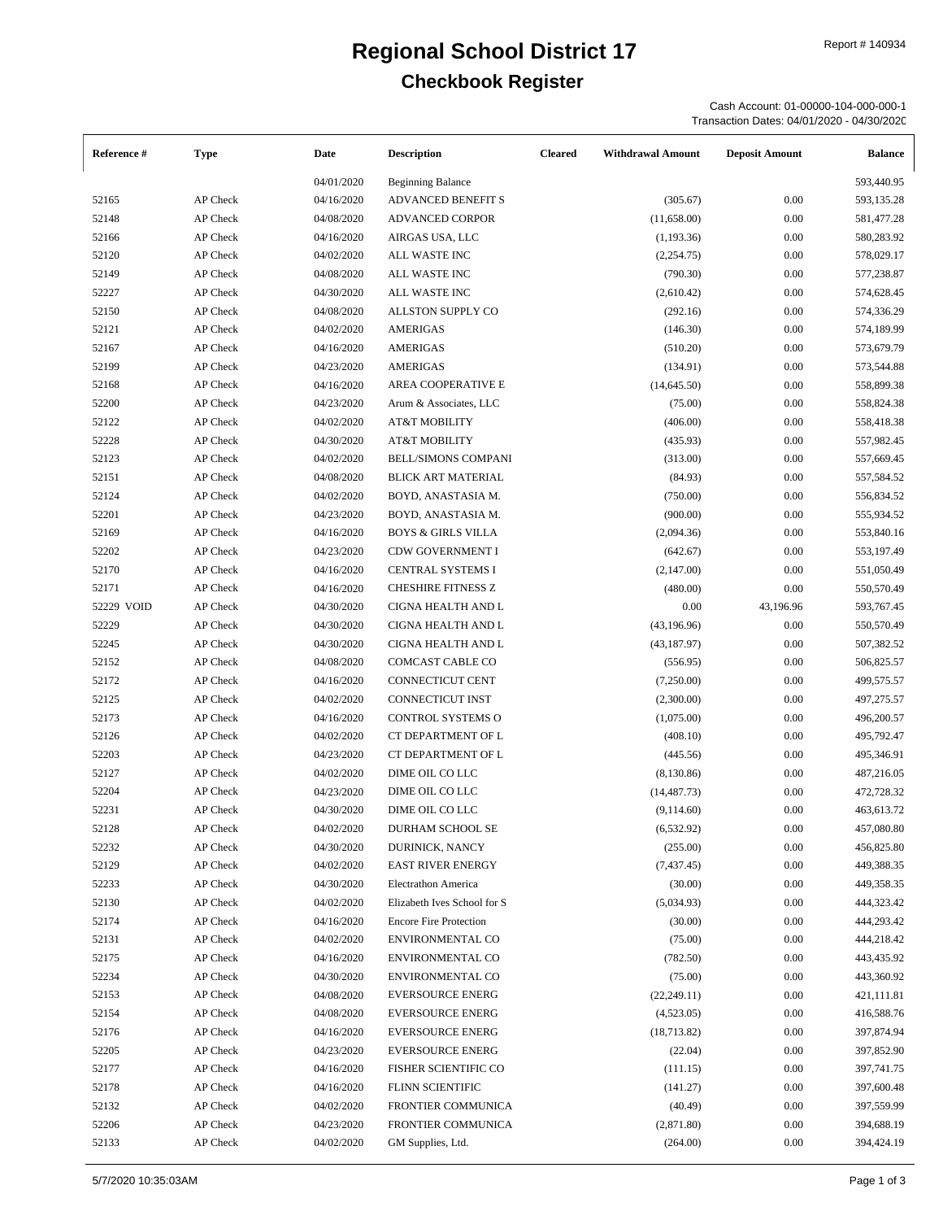Report # 140934

# Regional School District 17

## Checkbook Register

Cash Account: 01-00000-104-000-000-1
Transaction Dates: 04/01/2020 - 04/30/2020

| Reference # | Type | Date | Description | Cleared | Withdrawal Amount | Deposit Amount | Balance |
|---|---|---|---|---|---|---|---|
| | | 04/01/2020 | Beginning Balance | | | | 593,440.95 |
| 52165 | AP Check | 04/16/2020 | ADVANCED BENEFIT S | | (305.67) | 0.00 | 593,135.28 |
| 52148 | AP Check | 04/08/2020 | ADVANCED CORPOR | | (11,658.00) | 0.00 | 581,477.28 |
| 52166 | AP Check | 04/16/2020 | AIRGAS USA, LLC | | (1,193.36) | 0.00 | 580,283.92 |
| 52120 | AP Check | 04/02/2020 | ALL WASTE INC | | (2,254.75) | 0.00 | 578,029.17 |
| 52149 | AP Check | 04/08/2020 | ALL WASTE INC | | (790.30) | 0.00 | 577,238.87 |
| 52227 | AP Check | 04/30/2020 | ALL WASTE INC | | (2,610.42) | 0.00 | 574,628.45 |
| 52150 | AP Check | 04/08/2020 | ALLSTON SUPPLY CO | | (292.16) | 0.00 | 574,336.29 |
| 52121 | AP Check | 04/02/2020 | AMERIGAS | | (146.30) | 0.00 | 574,189.99 |
| 52167 | AP Check | 04/16/2020 | AMERIGAS | | (510.20) | 0.00 | 573,679.79 |
| 52199 | AP Check | 04/23/2020 | AMERIGAS | | (134.91) | 0.00 | 573,544.88 |
| 52168 | AP Check | 04/16/2020 | AREA COOPERATIVE E | | (14,645.50) | 0.00 | 558,899.38 |
| 52200 | AP Check | 04/23/2020 | Arum & Associates, LLC | | (75.00) | 0.00 | 558,824.38 |
| 52122 | AP Check | 04/02/2020 | AT&T MOBILITY | | (406.00) | 0.00 | 558,418.38 |
| 52228 | AP Check | 04/30/2020 | AT&T MOBILITY | | (435.93) | 0.00 | 557,982.45 |
| 52123 | AP Check | 04/02/2020 | BELL/SIMONS COMPANI | | (313.00) | 0.00 | 557,669.45 |
| 52151 | AP Check | 04/08/2020 | BLICK ART MATERIAL | | (84.93) | 0.00 | 557,584.52 |
| 52124 | AP Check | 04/02/2020 | BOYD, ANASTASIA M. | | (750.00) | 0.00 | 556,834.52 |
| 52201 | AP Check | 04/23/2020 | BOYD, ANASTASIA M. | | (900.00) | 0.00 | 555,934.52 |
| 52169 | AP Check | 04/16/2020 | BOYS & GIRLS VILLA | | (2,094.36) | 0.00 | 553,840.16 |
| 52202 | AP Check | 04/23/2020 | CDW GOVERNMENT I | | (642.67) | 0.00 | 553,197.49 |
| 52170 | AP Check | 04/16/2020 | CENTRAL SYSTEMS I | | (2,147.00) | 0.00 | 551,050.49 |
| 52171 | AP Check | 04/16/2020 | CHESHIRE FITNESS Z | | (480.00) | 0.00 | 550,570.49 |
| 52229 VOID | AP Check | 04/30/2020 | CIGNA HEALTH AND L | | 0.00 | 43,196.96 | 593,767.45 |
| 52229 | AP Check | 04/30/2020 | CIGNA HEALTH AND L | | (43,196.96) | 0.00 | 550,570.49 |
| 52245 | AP Check | 04/30/2020 | CIGNA HEALTH AND L | | (43,187.97) | 0.00 | 507,382.52 |
| 52152 | AP Check | 04/08/2020 | COMCAST CABLE CO | | (556.95) | 0.00 | 506,825.57 |
| 52172 | AP Check | 04/16/2020 | CONNECTICUT CENT | | (7,250.00) | 0.00 | 499,575.57 |
| 52125 | AP Check | 04/02/2020 | CONNECTICUT INST | | (2,300.00) | 0.00 | 497,275.57 |
| 52173 | AP Check | 04/16/2020 | CONTROL SYSTEMS O | | (1,075.00) | 0.00 | 496,200.57 |
| 52126 | AP Check | 04/02/2020 | CT DEPARTMENT OF L | | (408.10) | 0.00 | 495,792.47 |
| 52203 | AP Check | 04/23/2020 | CT DEPARTMENT OF L | | (445.56) | 0.00 | 495,346.91 |
| 52127 | AP Check | 04/02/2020 | DIME OIL CO LLC | | (8,130.86) | 0.00 | 487,216.05 |
| 52204 | AP Check | 04/23/2020 | DIME OIL CO LLC | | (14,487.73) | 0.00 | 472,728.32 |
| 52231 | AP Check | 04/30/2020 | DIME OIL CO LLC | | (9,114.60) | 0.00 | 463,613.72 |
| 52128 | AP Check | 04/02/2020 | DURHAM SCHOOL SE | | (6,532.92) | 0.00 | 457,080.80 |
| 52232 | AP Check | 04/30/2020 | DURINICK, NANCY | | (255.00) | 0.00 | 456,825.80 |
| 52129 | AP Check | 04/02/2020 | EAST RIVER ENERGY | | (7,437.45) | 0.00 | 449,388.35 |
| 52233 | AP Check | 04/30/2020 | Electrathon America | | (30.00) | 0.00 | 449,358.35 |
| 52130 | AP Check | 04/02/2020 | Elizabeth Ives School for S | | (5,034.93) | 0.00 | 444,323.42 |
| 52174 | AP Check | 04/16/2020 | Encore Fire Protection | | (30.00) | 0.00 | 444,293.42 |
| 52131 | AP Check | 04/02/2020 | ENVIRONMENTAL CO | | (75.00) | 0.00 | 444,218.42 |
| 52175 | AP Check | 04/16/2020 | ENVIRONMENTAL CO | | (782.50) | 0.00 | 443,435.92 |
| 52234 | AP Check | 04/30/2020 | ENVIRONMENTAL CO | | (75.00) | 0.00 | 443,360.92 |
| 52153 | AP Check | 04/08/2020 | EVERSOURCE ENERG | | (22,249.11) | 0.00 | 421,111.81 |
| 52154 | AP Check | 04/08/2020 | EVERSOURCE ENERG | | (4,523.05) | 0.00 | 416,588.76 |
| 52176 | AP Check | 04/16/2020 | EVERSOURCE ENERG | | (18,713.82) | 0.00 | 397,874.94 |
| 52205 | AP Check | 04/23/2020 | EVERSOURCE ENERG | | (22.04) | 0.00 | 397,852.90 |
| 52177 | AP Check | 04/16/2020 | FISHER SCIENTIFIC CO | | (111.15) | 0.00 | 397,741.75 |
| 52178 | AP Check | 04/16/2020 | FLINN SCIENTIFIC | | (141.27) | 0.00 | 397,600.48 |
| 52132 | AP Check | 04/02/2020 | FRONTIER COMMUNICA | | (40.49) | 0.00 | 397,559.99 |
| 52206 | AP Check | 04/23/2020 | FRONTIER COMMUNICA | | (2,871.80) | 0.00 | 394,688.19 |
| 52133 | AP Check | 04/02/2020 | GM Supplies, Ltd. | | (264.00) | 0.00 | 394,424.19 |

5/7/2020 10:35:03AM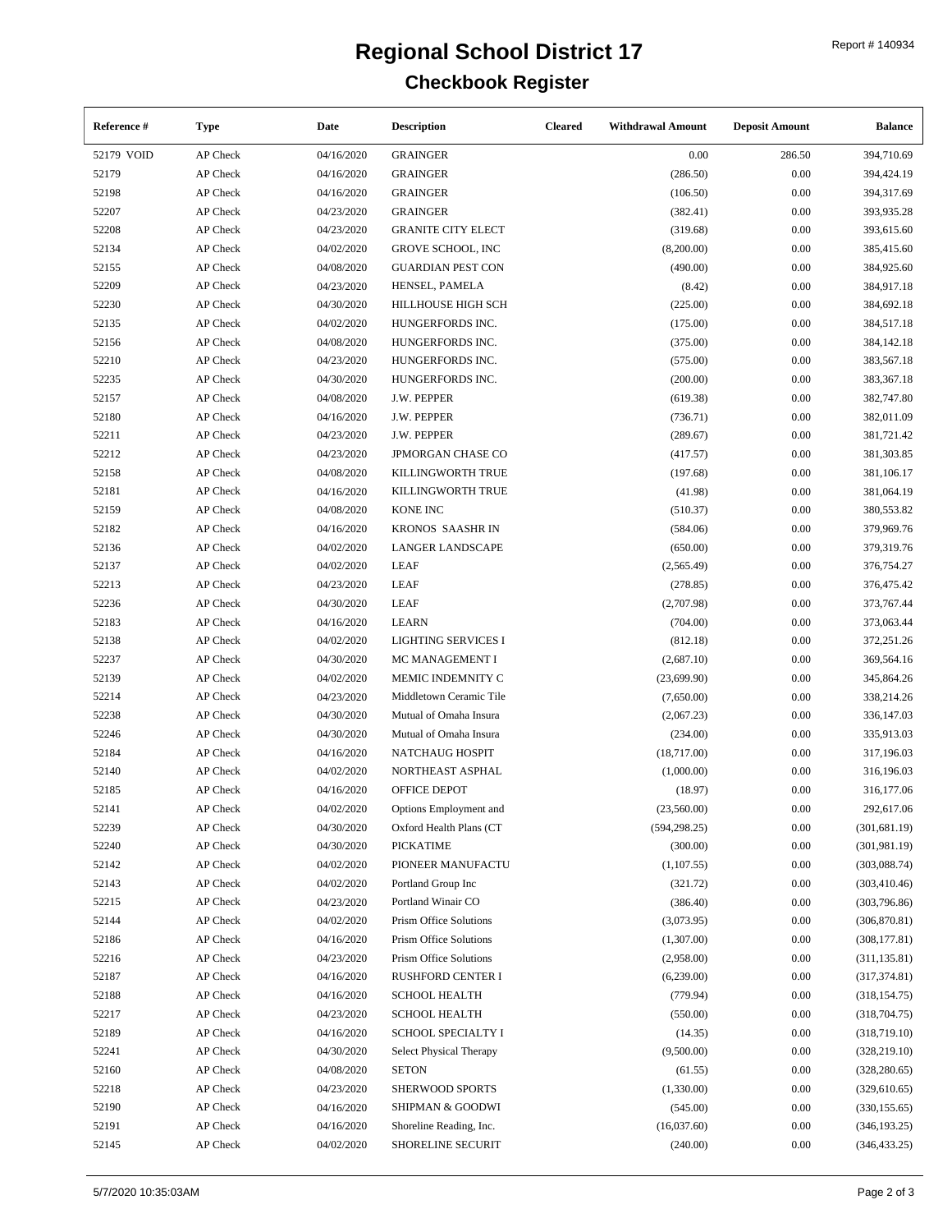# Regional School District 17

## Checkbook Register

Report # 140934

| Reference # | Type | Date | Description | Cleared | Withdrawal Amount | Deposit Amount | Balance |
|---|---|---|---|---|---|---|---|
| 52179 VOID | AP Check | 04/16/2020 | GRAINGER | | 0.00 | 286.50 | 394,710.69 |
| 52179 | AP Check | 04/16/2020 | GRAINGER | | (286.50) | 0.00 | 394,424.19 |
| 52198 | AP Check | 04/16/2020 | GRAINGER | | (106.50) | 0.00 | 394,317.69 |
| 52207 | AP Check | 04/23/2020 | GRAINGER | | (382.41) | 0.00 | 393,935.28 |
| 52208 | AP Check | 04/23/2020 | GRANITE CITY ELECT | | (319.68) | 0.00 | 393,615.60 |
| 52134 | AP Check | 04/02/2020 | GROVE SCHOOL, INC | | (8,200.00) | 0.00 | 385,415.60 |
| 52155 | AP Check | 04/08/2020 | GUARDIAN PEST CON | | (490.00) | 0.00 | 384,925.60 |
| 52209 | AP Check | 04/23/2020 | HENSEL, PAMELA | | (8.42) | 0.00 | 384,917.18 |
| 52230 | AP Check | 04/30/2020 | HILLHOUSE HIGH SCH | | (225.00) | 0.00 | 384,692.18 |
| 52135 | AP Check | 04/02/2020 | HUNGERFORDS INC. | | (175.00) | 0.00 | 384,517.18 |
| 52156 | AP Check | 04/08/2020 | HUNGERFORDS INC. | | (375.00) | 0.00 | 384,142.18 |
| 52210 | AP Check | 04/23/2020 | HUNGERFORDS INC. | | (575.00) | 0.00 | 383,567.18 |
| 52235 | AP Check | 04/30/2020 | HUNGERFORDS INC. | | (200.00) | 0.00 | 383,367.18 |
| 52157 | AP Check | 04/08/2020 | J.W. PEPPER | | (619.38) | 0.00 | 382,747.80 |
| 52180 | AP Check | 04/16/2020 | J.W. PEPPER | | (736.71) | 0.00 | 382,011.09 |
| 52211 | AP Check | 04/23/2020 | J.W. PEPPER | | (289.67) | 0.00 | 381,721.42 |
| 52212 | AP Check | 04/23/2020 | JPMORGAN CHASE CO | | (417.57) | 0.00 | 381,303.85 |
| 52158 | AP Check | 04/08/2020 | KILLINGWORTH TRUE | | (197.68) | 0.00 | 381,106.17 |
| 52181 | AP Check | 04/16/2020 | KILLINGWORTH TRUE | | (41.98) | 0.00 | 381,064.19 |
| 52159 | AP Check | 04/08/2020 | KONE INC | | (510.37) | 0.00 | 380,553.82 |
| 52182 | AP Check | 04/16/2020 | KRONOS SAASHR IN | | (584.06) | 0.00 | 379,969.76 |
| 52136 | AP Check | 04/02/2020 | LANGER LANDSCAPE | | (650.00) | 0.00 | 379,319.76 |
| 52137 | AP Check | 04/02/2020 | LEAF | | (2,565.49) | 0.00 | 376,754.27 |
| 52213 | AP Check | 04/23/2020 | LEAF | | (278.85) | 0.00 | 376,475.42 |
| 52236 | AP Check | 04/30/2020 | LEAF | | (2,707.98) | 0.00 | 373,767.44 |
| 52183 | AP Check | 04/16/2020 | LEARN | | (704.00) | 0.00 | 373,063.44 |
| 52138 | AP Check | 04/02/2020 | LIGHTING SERVICES I | | (812.18) | 0.00 | 372,251.26 |
| 52237 | AP Check | 04/30/2020 | MC MANAGEMENT I | | (2,687.10) | 0.00 | 369,564.16 |
| 52139 | AP Check | 04/02/2020 | MEMIC INDEMNITY C | | (23,699.90) | 0.00 | 345,864.26 |
| 52214 | AP Check | 04/23/2020 | Middletown Ceramic Tile | | (7,650.00) | 0.00 | 338,214.26 |
| 52238 | AP Check | 04/30/2020 | Mutual of Omaha Insura | | (2,067.23) | 0.00 | 336,147.03 |
| 52246 | AP Check | 04/30/2020 | Mutual of Omaha Insura | | (234.00) | 0.00 | 335,913.03 |
| 52184 | AP Check | 04/16/2020 | NATCHAUG HOSPIT | | (18,717.00) | 0.00 | 317,196.03 |
| 52140 | AP Check | 04/02/2020 | NORTHEAST ASPHAL | | (1,000.00) | 0.00 | 316,196.03 |
| 52185 | AP Check | 04/16/2020 | OFFICE DEPOT | | (18.97) | 0.00 | 316,177.06 |
| 52141 | AP Check | 04/02/2020 | Options Employment and | | (23,560.00) | 0.00 | 292,617.06 |
| 52239 | AP Check | 04/30/2020 | Oxford Health Plans (CT | | (594,298.25) | 0.00 | (301,681.19) |
| 52240 | AP Check | 04/30/2020 | PICKATIME | | (300.00) | 0.00 | (301,981.19) |
| 52142 | AP Check | 04/02/2020 | PIONEER MANUFACTU | | (1,107.55) | 0.00 | (303,088.74) |
| 52143 | AP Check | 04/02/2020 | Portland Group Inc | | (321.72) | 0.00 | (303,410.46) |
| 52215 | AP Check | 04/23/2020 | Portland Winair CO | | (386.40) | 0.00 | (303,796.86) |
| 52144 | AP Check | 04/02/2020 | Prism Office Solutions | | (3,073.95) | 0.00 | (306,870.81) |
| 52186 | AP Check | 04/16/2020 | Prism Office Solutions | | (1,307.00) | 0.00 | (308,177.81) |
| 52216 | AP Check | 04/23/2020 | Prism Office Solutions | | (2,958.00) | 0.00 | (311,135.81) |
| 52187 | AP Check | 04/16/2020 | RUSHFORD CENTER I | | (6,239.00) | 0.00 | (317,374.81) |
| 52188 | AP Check | 04/16/2020 | SCHOOL HEALTH | | (779.94) | 0.00 | (318,154.75) |
| 52217 | AP Check | 04/23/2020 | SCHOOL HEALTH | | (550.00) | 0.00 | (318,704.75) |
| 52189 | AP Check | 04/16/2020 | SCHOOL SPECIALTY I | | (14.35) | 0.00 | (318,719.10) |
| 52241 | AP Check | 04/30/2020 | Select Physical Therapy | | (9,500.00) | 0.00 | (328,219.10) |
| 52160 | AP Check | 04/08/2020 | SETON | | (61.55) | 0.00 | (328,280.65) |
| 52218 | AP Check | 04/23/2020 | SHERWOOD SPORTS | | (1,330.00) | 0.00 | (329,610.65) |
| 52190 | AP Check | 04/16/2020 | SHIPMAN & GOODWI | | (545.00) | 0.00 | (330,155.65) |
| 52191 | AP Check | 04/16/2020 | Shoreline Reading, Inc. | | (16,037.60) | 0.00 | (346,193.25) |
| 52145 | AP Check | 04/02/2020 | SHORELINE SECURIT | | (240.00) | 0.00 | (346,433.25) |

5/7/2020 10:35:03AM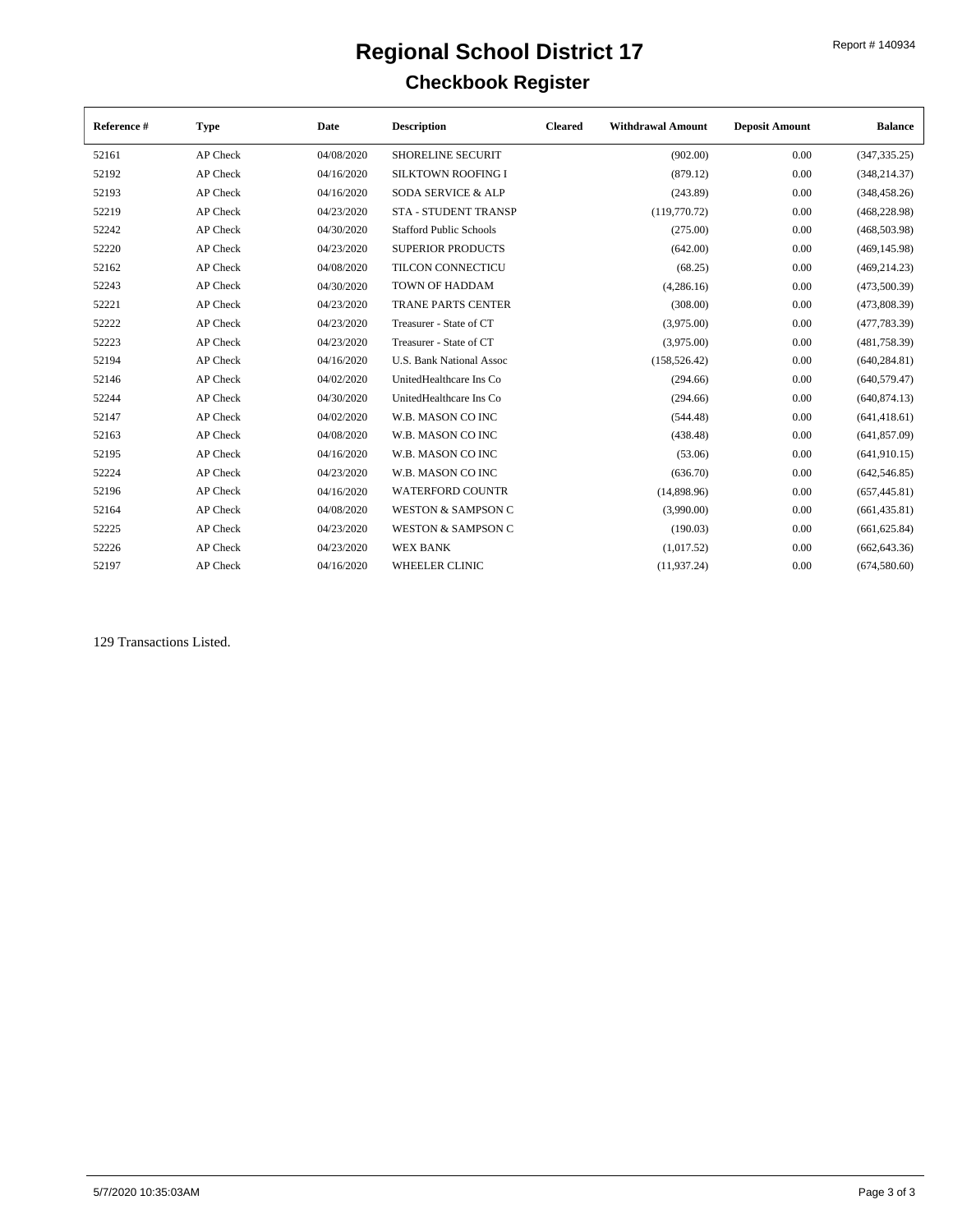# Regional School District 17

## Checkbook Register

Report # 140934

| Reference # | Type | Date | Description | Cleared | Withdrawal Amount | Deposit Amount | Balance |
|---|---|---|---|---|---|---|---|
| 52161 | AP Check | 04/08/2020 | SHORELINE SECURIT | | (902.00) | 0.00 | (347,335.25) |
| 52192 | AP Check | 04/16/2020 | SILKTOWN ROOFING I | | (879.12) | 0.00 | (348,214.37) |
| 52193 | AP Check | 04/16/2020 | SODA SERVICE & ALP | | (243.89) | 0.00 | (348,458.26) |
| 52219 | AP Check | 04/23/2020 | STA - STUDENT TRANSP | | (119,770.72) | 0.00 | (468,228.98) |
| 52242 | AP Check | 04/30/2020 | Stafford Public Schools | | (275.00) | 0.00 | (468,503.98) |
| 52220 | AP Check | 04/23/2020 | SUPERIOR PRODUCTS | | (642.00) | 0.00 | (469,145.98) |
| 52162 | AP Check | 04/08/2020 | TILCON CONNECTICU | | (68.25) | 0.00 | (469,214.23) |
| 52243 | AP Check | 04/30/2020 | TOWN OF HADDAM | | (4,286.16) | 0.00 | (473,500.39) |
| 52221 | AP Check | 04/23/2020 | TRANE PARTS CENTER | | (308.00) | 0.00 | (473,808.39) |
| 52222 | AP Check | 04/23/2020 | Treasurer - State of CT | | (3,975.00) | 0.00 | (477,783.39) |
| 52223 | AP Check | 04/23/2020 | Treasurer - State of CT | | (3,975.00) | 0.00 | (481,758.39) |
| 52194 | AP Check | 04/16/2020 | U.S. Bank National Assoc | | (158,526.42) | 0.00 | (640,284.81) |
| 52146 | AP Check | 04/02/2020 | UnitedHealthcare Ins Co | | (294.66) | 0.00 | (640,579.47) |
| 52244 | AP Check | 04/30/2020 | UnitedHealthcare Ins Co | | (294.66) | 0.00 | (640,874.13) |
| 52147 | AP Check | 04/02/2020 | W.B. MASON CO INC | | (544.48) | 0.00 | (641,418.61) |
| 52163 | AP Check | 04/08/2020 | W.B. MASON CO INC | | (438.48) | 0.00 | (641,857.09) |
| 52195 | AP Check | 04/16/2020 | W.B. MASON CO INC | | (53.06) | 0.00 | (641,910.15) |
| 52224 | AP Check | 04/23/2020 | W.B. MASON CO INC | | (636.70) | 0.00 | (642,546.85) |
| 52196 | AP Check | 04/16/2020 | WATERFORD COUNTR | | (14,898.96) | 0.00 | (657,445.81) |
| 52164 | AP Check | 04/08/2020 | WESTON & SAMPSON C | | (3,990.00) | 0.00 | (661,435.81) |
| 52225 | AP Check | 04/23/2020 | WESTON & SAMPSON C | | (190.03) | 0.00 | (661,625.84) |
| 52226 | AP Check | 04/23/2020 | WEX BANK | | (1,017.52) | 0.00 | (662,643.36) |
| 52197 | AP Check | 04/16/2020 | WHEELER CLINIC | | (11,937.24) | 0.00 | (674,580.60) |

129 Transactions Listed.

5/7/2020 10:35:03AM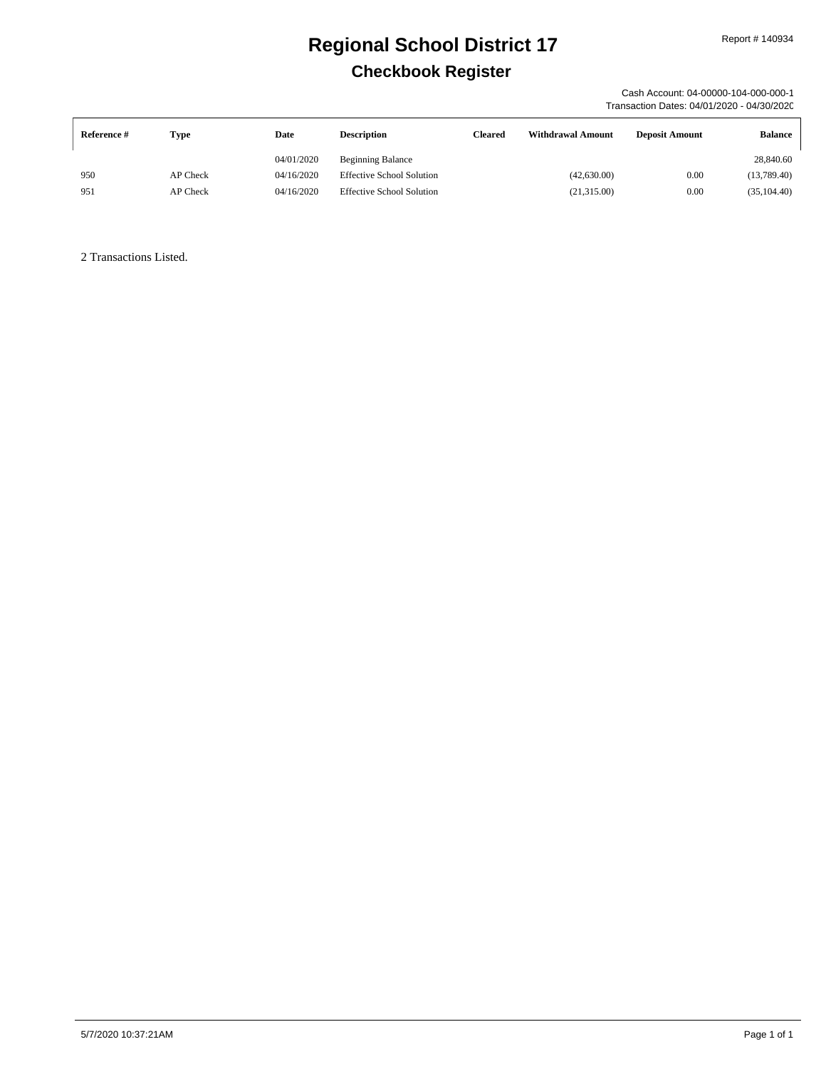# Regional School District 17

## Checkbook Register

Report # 140934

Cash Account: 04-00000-104-000-000-1
Transaction Dates: 04/01/2020 - 04/30/2020

| Reference # | Type | Date | Description | Cleared | Withdrawal Amount | Deposit Amount | Balance |
|---|---|---|---|---|---|---|---|
| | | 04/01/2020 | Beginning Balance | | | | 28,840.60 |
| 950 | AP Check | 04/16/2020 | Effective School Solution | | (42,630.00) | 0.00 | (13,789.40) |
| 951 | AP Check | 04/16/2020 | Effective School Solution | | (21,315.00) | 0.00 | (35,104.40) |

2 Transactions Listed.

5/7/2020 10:37:21AM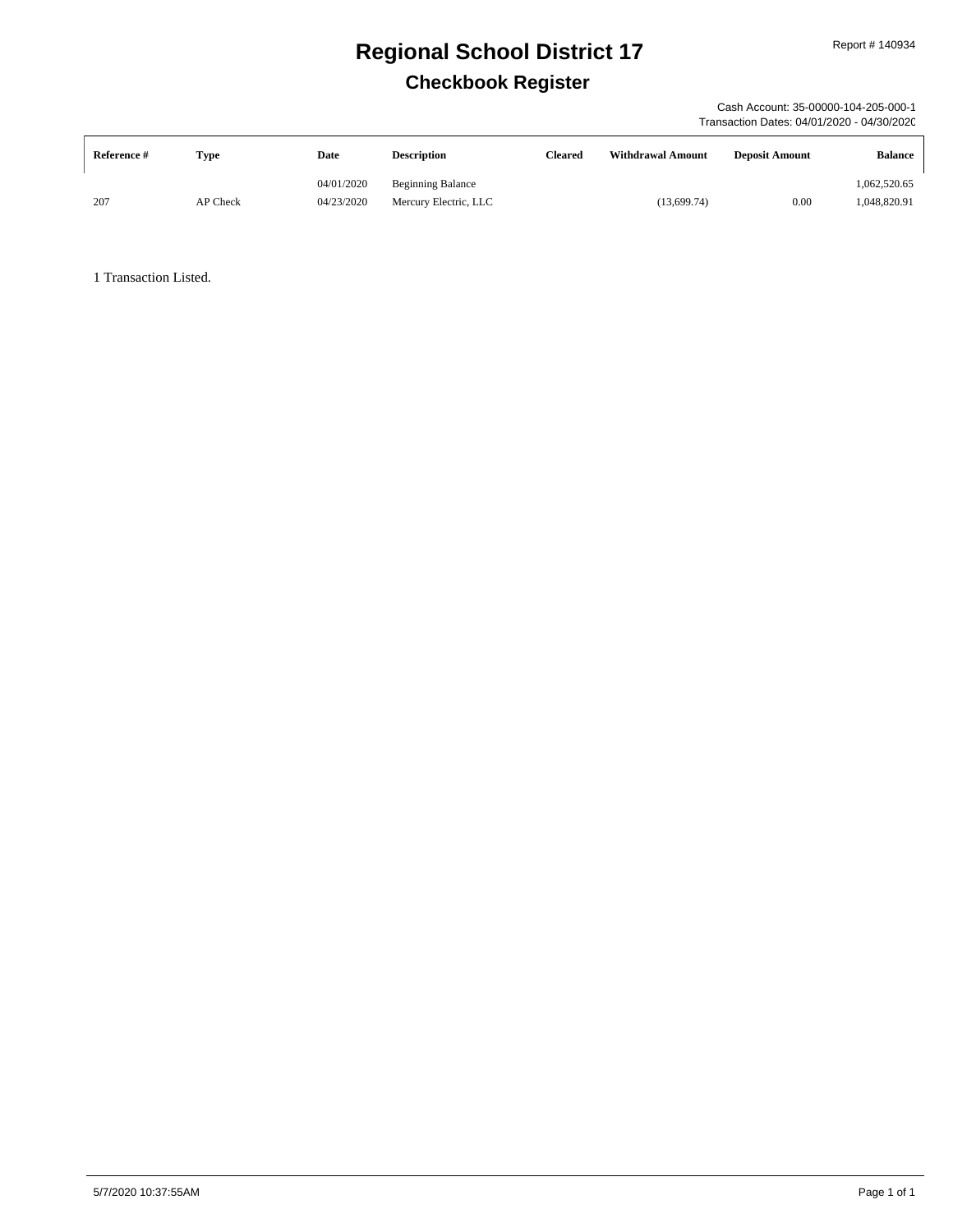Report # 140934

# Regional School District 17

## Checkbook Register

Cash Account: 35-00000-104-205-000-1
Transaction Dates: 04/01/2020 - 04/30/2020

| Reference # | Type | Date | Description | Cleared | Withdrawal Amount | Deposit Amount | Balance |
|---|---|---|---|---|---|---|---|
| | | 04/01/2020 | Beginning Balance | | | | 1,062,520.65 |
| 207 | AP Check | 04/23/2020 | Mercury Electric, LLC | | (13,699.74) | 0.00 | 1,048,820.91 |

1 Transaction Listed.

5/7/2020 10:37:55AM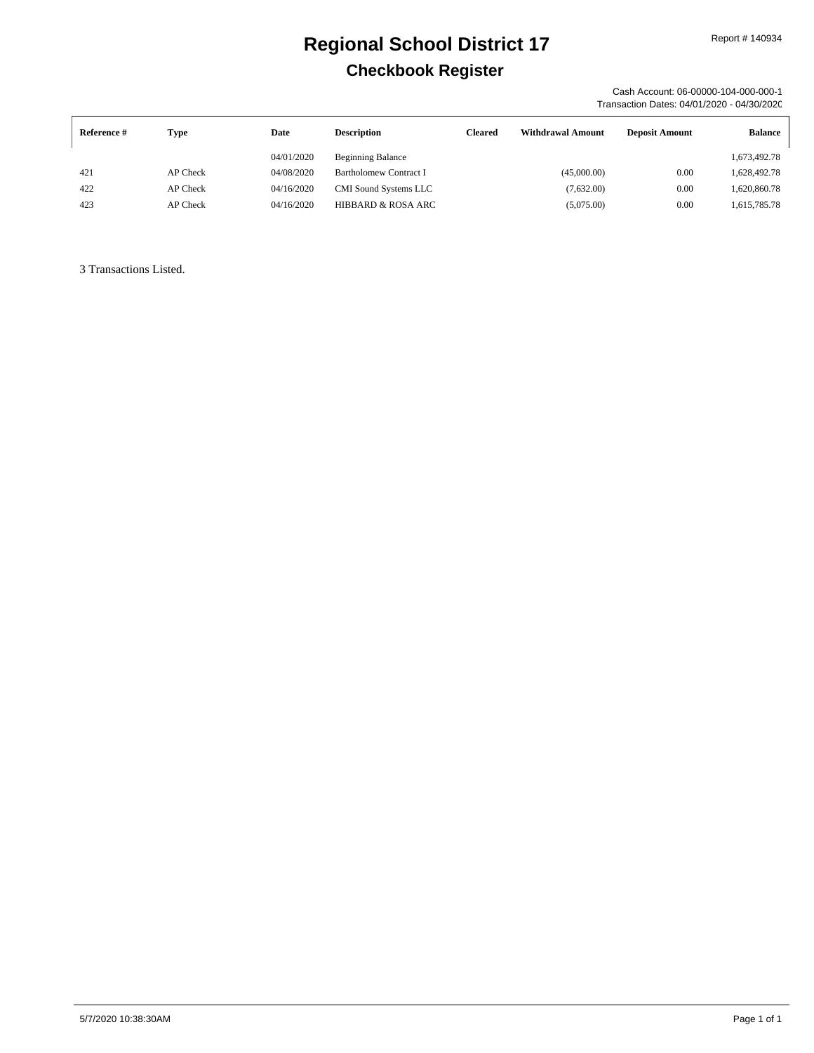Report # 140934

# Regional School District 17

## Checkbook Register

Cash Account: 06-00000-104-000-000-1
Transaction Dates: 04/01/2020 - 04/30/2020

| Reference # | Type | Date | Description | Cleared | Withdrawal Amount | Deposit Amount | Balance |
|---|---|---|---|---|---|---|---|
| | | 04/01/2020 | Beginning Balance | | | | 1,673,492.78 |
| 421 | AP Check | 04/08/2020 | Bartholomew Contract I | | (45,000.00) | 0.00 | 1,628,492.78 |
| 422 | AP Check | 04/16/2020 | CMI Sound Systems LLC | | (7,632.00) | 0.00 | 1,620,860.78 |
| 423 | AP Check | 04/16/2020 | HIBBARD & ROSA ARC | | (5,075.00) | 0.00 | 1,615,785.78 |

3 Transactions Listed.

5/7/2020 10:38:30AM